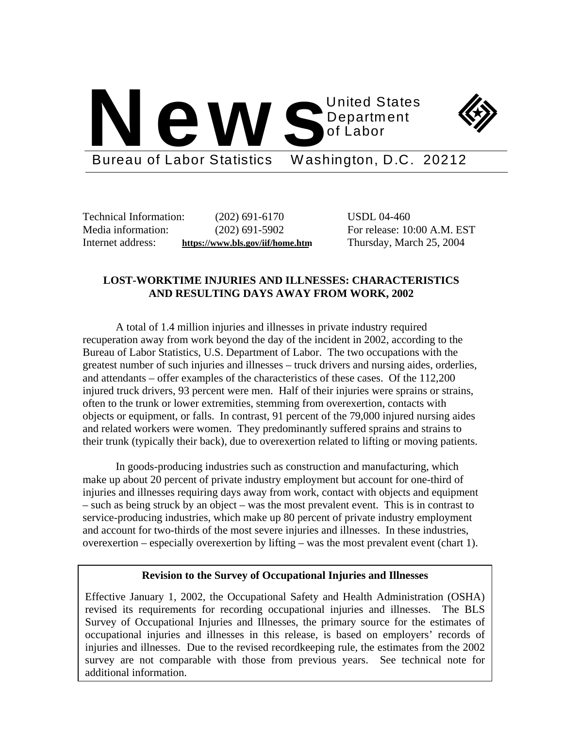# News

United States Department of Labor

Bureau of Labor Statistics Washington, D.C. 20212

| | | |
|---|---|---|
| Technical Information: | (202) 691-6170 | USDL 04-460 |
| Media information: | (202) 691-5902 | For release: 10:00 A.M. EST |
| Internet address: | https://www.bls.gov/iif/home.htm | Thursday, March 25, 2004 |

## LOST-WORKTIME INJURIES AND ILLNESSES: CHARACTERISTICS AND RESULTING DAYS AWAY FROM WORK, 2002

A total of 1.4 million injuries and illnesses in private industry required recuperation away from work beyond the day of the incident in 2002, according to the Bureau of Labor Statistics, U.S. Department of Labor. The two occupations with the greatest number of such injuries and illnesses – truck drivers and nursing aides, orderlies, and attendants – offer examples of the characteristics of these cases. Of the 112,200 injured truck drivers, 93 percent were men. Half of their injuries were sprains or strains, often to the trunk or lower extremities, stemming from overexertion, contacts with objects or equipment, or falls. In contrast, 91 percent of the 79,000 injured nursing aides and related workers were women. They predominantly suffered sprains and strains to their trunk (typically their back), due to overexertion related to lifting or moving patients.

In goods-producing industries such as construction and manufacturing, which make up about 20 percent of private industry employment but account for one-third of injuries and illnesses requiring days away from work, contact with objects and equipment – such as being struck by an object – was the most prevalent event. This is in contrast to service-producing industries, which make up 80 percent of private industry employment and account for two-thirds of the most severe injuries and illnesses. In these industries, overexertion – especially overexertion by lifting – was the most prevalent event (chart 1).

**Revision to the Survey of Occupational Injuries and Illnesses**

Effective January 1, 2002, the Occupational Safety and Health Administration (OSHA) revised its requirements for recording occupational injuries and illnesses. The BLS Survey of Occupational Injuries and Illnesses, the primary source for the estimates of occupational injuries and illnesses in this release, is based on employers' records of injuries and illnesses. Due to the revised recordkeeping rule, the estimates from the 2002 survey are not comparable with those from previous years. See technical note for additional information.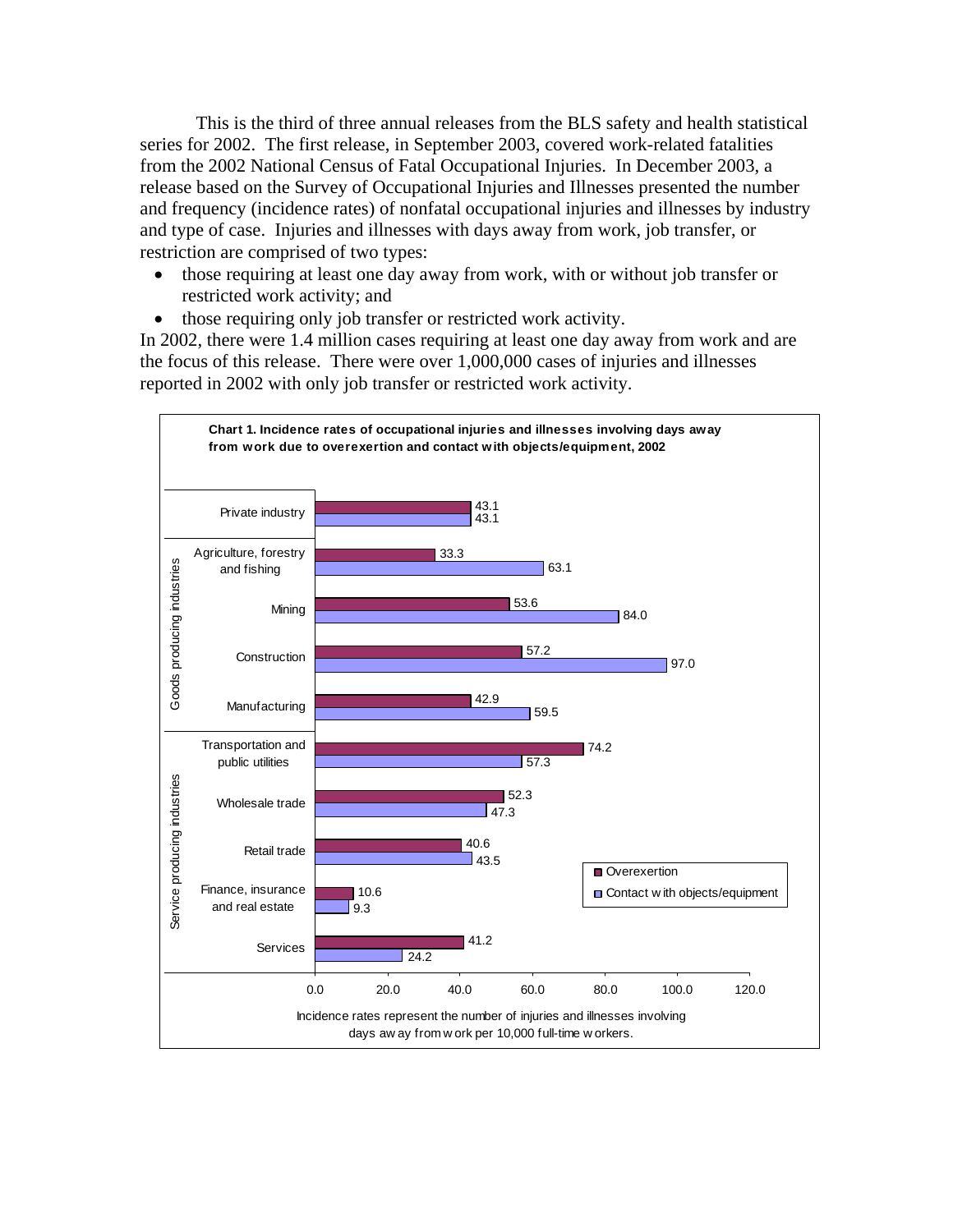This is the third of three annual releases from the BLS safety and health statistical series for 2002. The first release, in September 2003, covered work-related fatalities from the 2002 National Census of Fatal Occupational Injuries. In December 2003, a release based on the Survey of Occupational Injuries and Illnesses presented the number and frequency (incidence rates) of nonfatal occupational injuries and illnesses by industry and type of case. Injuries and illnesses with days away from work, job transfer, or restriction are comprised of two types:

- those requiring at least one day away from work, with or without job transfer or restricted work activity; and
- those requiring only job transfer or restricted work activity.

In 2002, there were 1.4 million cases requiring at least one day away from work and are the focus of this release. There were over 1,000,000 cases of injuries and illnesses reported in 2002 with only job transfer or restricted work activity.

**Chart 1. Incidence rates of occupational injuries and illnesses involving days away from work due to overexertion and contact with objects/equipment, 2002**

| Group | Industry | Overexertion | Contact with objects/equipment |
|---|---|---|---|
| | Private industry | 43.1 | 43.1 |
| Goods producing industries | Agriculture, forestry and fishing | 33.3 | 63.1 |
| | Mining | 53.6 | 84.0 |
| | Construction | 57.2 | 97.0 |
| | Manufacturing | 42.9 | 59.5 |
| Service producing industries | Transportation and public utilities | 74.2 | 57.3 |
| | Wholesale trade | 52.3 | 47.3 |
| | Retail trade | 40.6 | 43.5 |
| | Finance, insurance and real estate | 10.6 | 9.3 |
| | Services | 41.2 | 24.2 |

Incidence rates represent the number of injuries and illnesses involving days away from work per 10,000 full-time workers.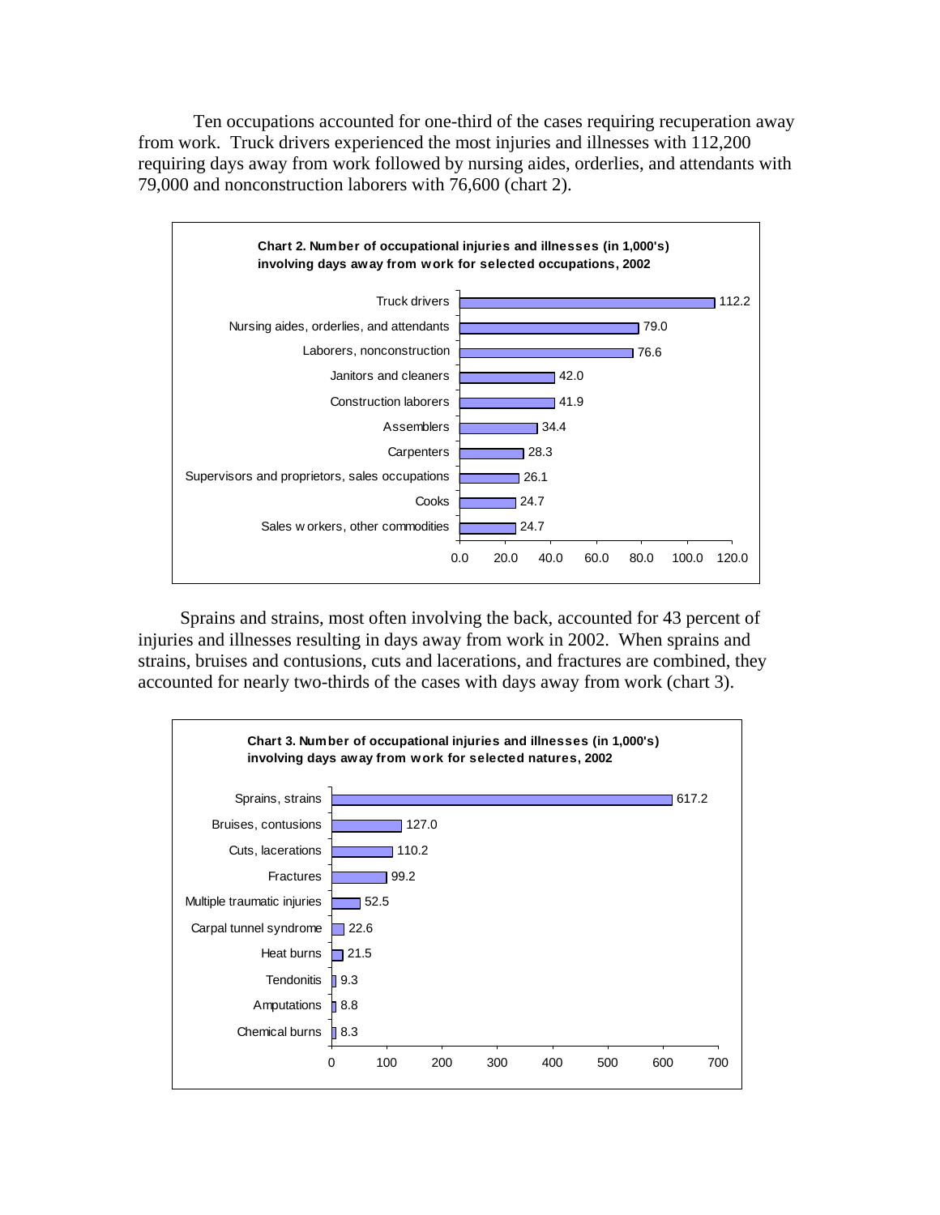Ten occupations accounted for one-third of the cases requiring recuperation away from work. Truck drivers experienced the most injuries and illnesses with 112,200 requiring days away from work followed by nursing aides, orderlies, and attendants with 79,000 and nonconstruction laborers with 76,600 (chart 2).

**Chart 2. Number of occupational injuries and illnesses (in 1,000's) involving days away from work for selected occupations, 2002**

| Occupation | Number (in 1,000's) |
|---|---|
| Truck drivers | 112.2 |
| Nursing aides, orderlies, and attendants | 79.0 |
| Laborers, nonconstruction | 76.6 |
| Janitors and cleaners | 42.0 |
| Construction laborers | 41.9 |
| Assemblers | 34.4 |
| Carpenters | 28.3 |
| Supervisors and proprietors, sales occupations | 26.1 |
| Cooks | 24.7 |
| Sales workers, other commodities | 24.7 |

Sprains and strains, most often involving the back, accounted for 43 percent of injuries and illnesses resulting in days away from work in 2002. When sprains and strains, bruises and contusions, cuts and lacerations, and fractures are combined, they accounted for nearly two-thirds of the cases with days away from work (chart 3).

**Chart 3. Number of occupational injuries and illnesses (in 1,000's) involving days away from work for selected natures, 2002**

| Nature | Number (in 1,000's) |
|---|---|
| Sprains, strains | 617.2 |
| Bruises, contusions | 127.0 |
| Cuts, lacerations | 110.2 |
| Fractures | 99.2 |
| Multiple traumatic injuries | 52.5 |
| Carpal tunnel syndrome | 22.6 |
| Heat burns | 21.5 |
| Tendonitis | 9.3 |
| Amputations | 8.8 |
| Chemical burns | 8.3 |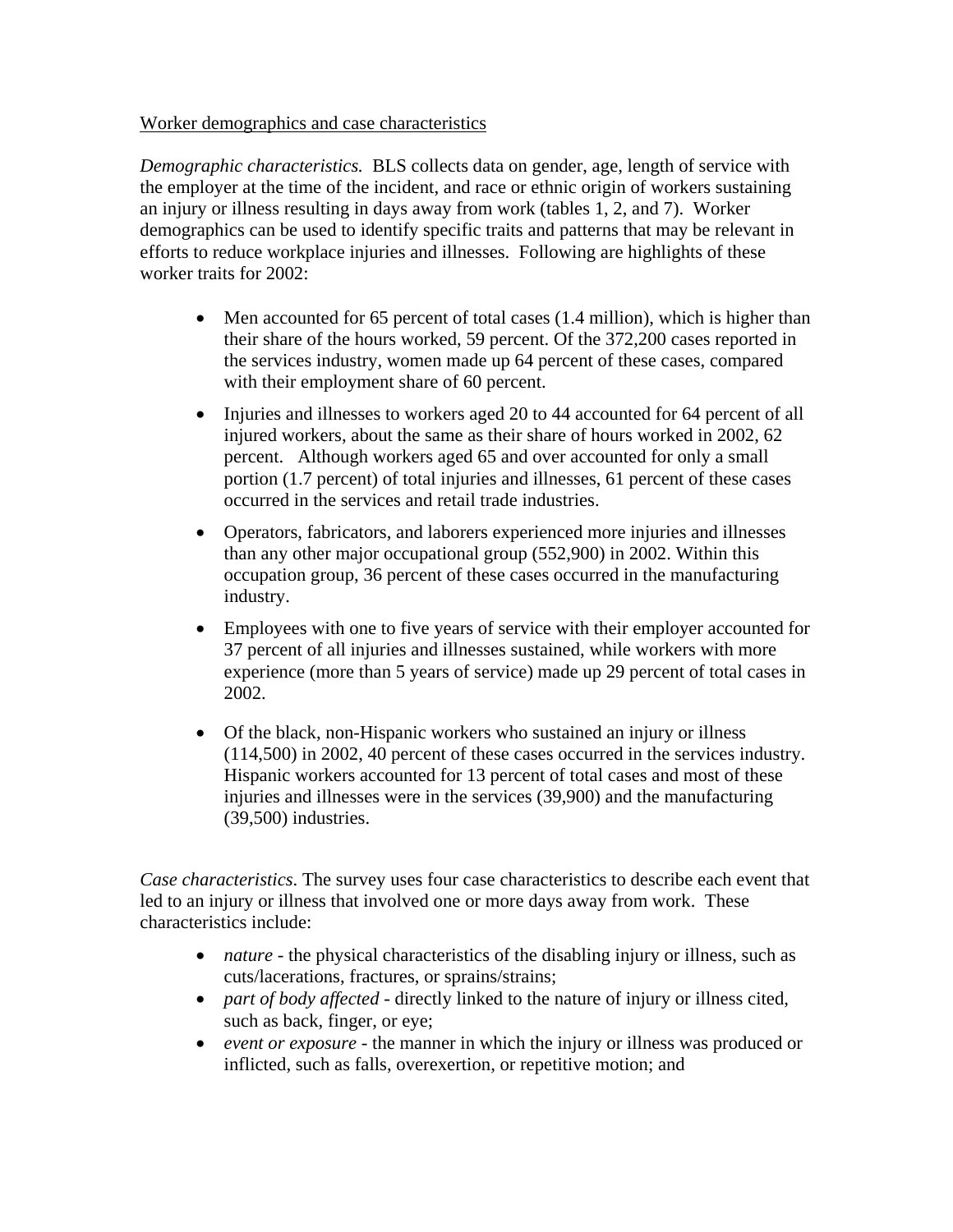Worker demographics and case characteristics

*Demographic characteristics.* BLS collects data on gender, age, length of service with the employer at the time of the incident, and race or ethnic origin of workers sustaining an injury or illness resulting in days away from work (tables 1, 2, and 7). Worker demographics can be used to identify specific traits and patterns that may be relevant in efforts to reduce workplace injuries and illnesses. Following are highlights of these worker traits for 2002:

- Men accounted for 65 percent of total cases (1.4 million), which is higher than their share of the hours worked, 59 percent. Of the 372,200 cases reported in the services industry, women made up 64 percent of these cases, compared with their employment share of 60 percent.
- Injuries and illnesses to workers aged 20 to 44 accounted for 64 percent of all injured workers, about the same as their share of hours worked in 2002, 62 percent. Although workers aged 65 and over accounted for only a small portion (1.7 percent) of total injuries and illnesses, 61 percent of these cases occurred in the services and retail trade industries.
- Operators, fabricators, and laborers experienced more injuries and illnesses than any other major occupational group (552,900) in 2002. Within this occupation group, 36 percent of these cases occurred in the manufacturing industry.
- Employees with one to five years of service with their employer accounted for 37 percent of all injuries and illnesses sustained, while workers with more experience (more than 5 years of service) made up 29 percent of total cases in 2002.
- Of the black, non-Hispanic workers who sustained an injury or illness (114,500) in 2002, 40 percent of these cases occurred in the services industry. Hispanic workers accounted for 13 percent of total cases and most of these injuries and illnesses were in the services (39,900) and the manufacturing (39,500) industries.

*Case characteristics*. The survey uses four case characteristics to describe each event that led to an injury or illness that involved one or more days away from work. These characteristics include:

- *nature* - the physical characteristics of the disabling injury or illness, such as cuts/lacerations, fractures, or sprains/strains;
- *part of body affected* - directly linked to the nature of injury or illness cited, such as back, finger, or eye;
- *event or exposure* - the manner in which the injury or illness was produced or inflicted, such as falls, overexertion, or repetitive motion; and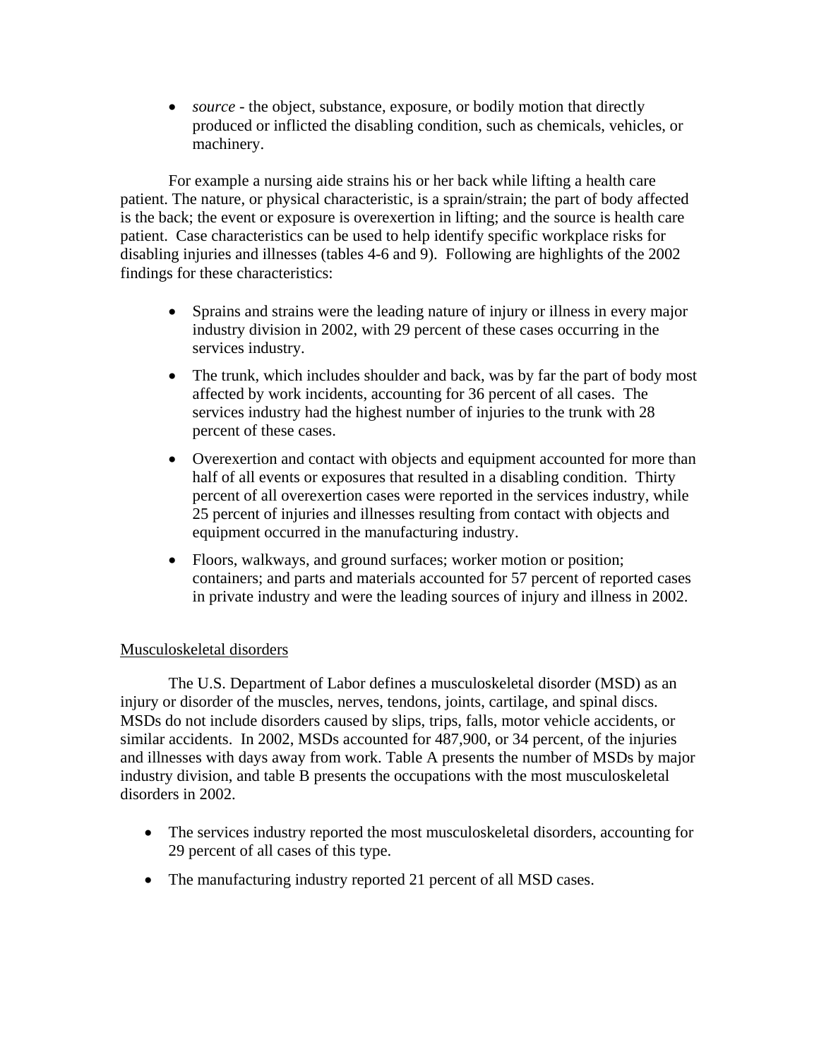- *source* - the object, substance, exposure, or bodily motion that directly produced or inflicted the disabling condition, such as chemicals, vehicles, or machinery.

For example a nursing aide strains his or her back while lifting a health care patient. The nature, or physical characteristic, is a sprain/strain; the part of body affected is the back; the event or exposure is overexertion in lifting; and the source is health care patient. Case characteristics can be used to help identify specific workplace risks for disabling injuries and illnesses (tables 4-6 and 9). Following are highlights of the 2002 findings for these characteristics:

- Sprains and strains were the leading nature of injury or illness in every major industry division in 2002, with 29 percent of these cases occurring in the services industry.
- The trunk, which includes shoulder and back, was by far the part of body most affected by work incidents, accounting for 36 percent of all cases. The services industry had the highest number of injuries to the trunk with 28 percent of these cases.
- Overexertion and contact with objects and equipment accounted for more than half of all events or exposures that resulted in a disabling condition. Thirty percent of all overexertion cases were reported in the services industry, while 25 percent of injuries and illnesses resulting from contact with objects and equipment occurred in the manufacturing industry.
- Floors, walkways, and ground surfaces; worker motion or position; containers; and parts and materials accounted for 57 percent of reported cases in private industry and were the leading sources of injury and illness in 2002.

## Musculoskeletal disorders

The U.S. Department of Labor defines a musculoskeletal disorder (MSD) as an injury or disorder of the muscles, nerves, tendons, joints, cartilage, and spinal discs. MSDs do not include disorders caused by slips, trips, falls, motor vehicle accidents, or similar accidents. In 2002, MSDs accounted for 487,900, or 34 percent, of the injuries and illnesses with days away from work. Table A presents the number of MSDs by major industry division, and table B presents the occupations with the most musculoskeletal disorders in 2002.

- The services industry reported the most musculoskeletal disorders, accounting for 29 percent of all cases of this type.
- The manufacturing industry reported 21 percent of all MSD cases.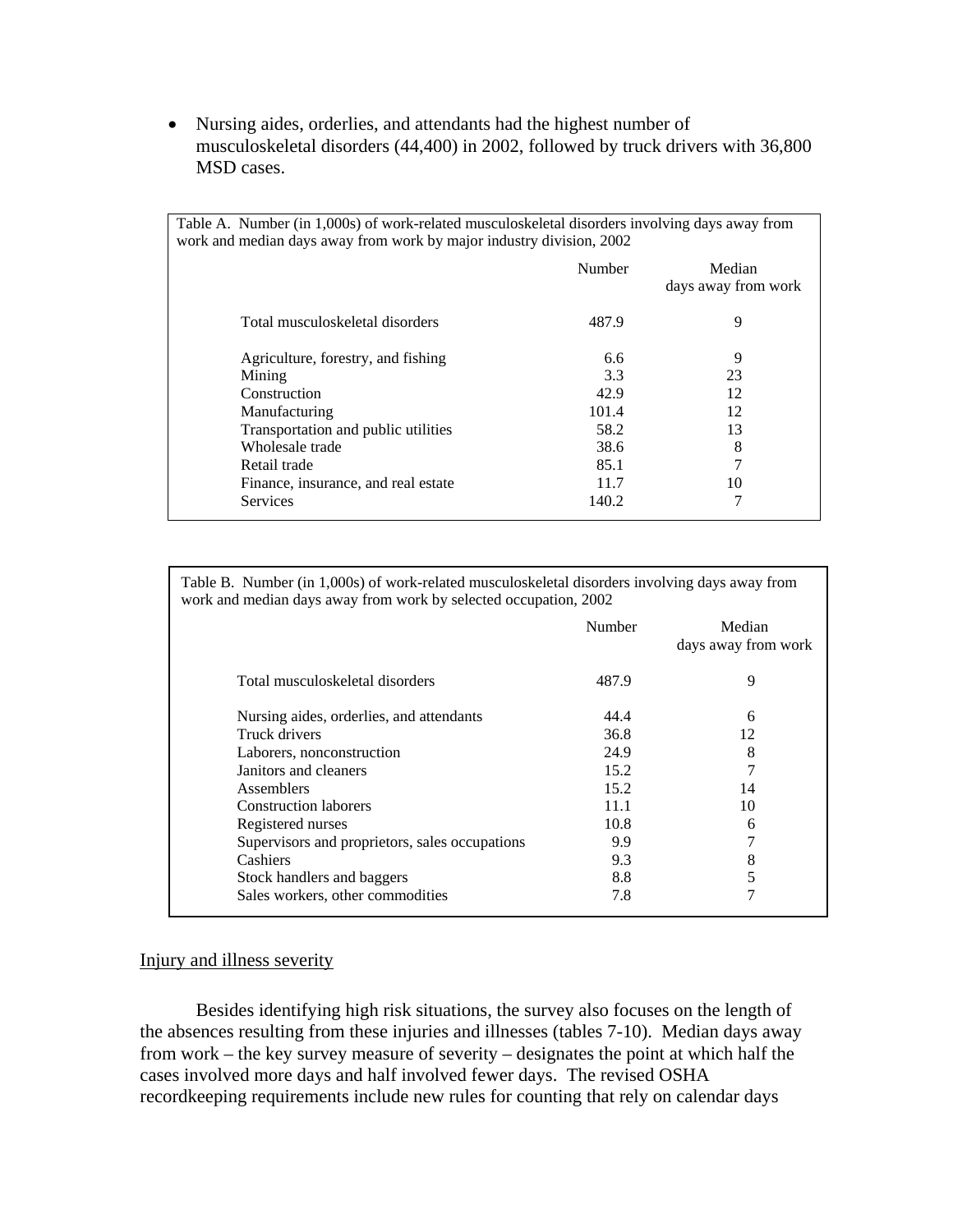- Nursing aides, orderlies, and attendants had the highest number of musculoskeletal disorders (44,400) in 2002, followed by truck drivers with 36,800 MSD cases.

Table A. Number (in 1,000s) of work-related musculoskeletal disorders involving days away from work and median days away from work by major industry division, 2002

| | Number | Median days away from work |
|---|---|---|
| Total musculoskeletal disorders | 487.9 | 9 |
| Agriculture, forestry, and fishing | 6.6 | 9 |
| Mining | 3.3 | 23 |
| Construction | 42.9 | 12 |
| Manufacturing | 101.4 | 12 |
| Transportation and public utilities | 58.2 | 13 |
| Wholesale trade | 38.6 | 8 |
| Retail trade | 85.1 | 7 |
| Finance, insurance, and real estate | 11.7 | 10 |
| Services | 140.2 | 7 |

Table B. Number (in 1,000s) of work-related musculoskeletal disorders involving days away from work and median days away from work by selected occupation, 2002

| | Number | Median days away from work |
|---|---|---|
| Total musculoskeletal disorders | 487.9 | 9 |
| Nursing aides, orderlies, and attendants | 44.4 | 6 |
| Truck drivers | 36.8 | 12 |
| Laborers, nonconstruction | 24.9 | 8 |
| Janitors and cleaners | 15.2 | 7 |
| Assemblers | 15.2 | 14 |
| Construction laborers | 11.1 | 10 |
| Registered nurses | 10.8 | 6 |
| Supervisors and proprietors, sales occupations | 9.9 | 7 |
| Cashiers | 9.3 | 8 |
| Stock handlers and baggers | 8.8 | 5 |
| Sales workers, other commodities | 7.8 | 7 |

## Injury and illness severity

Besides identifying high risk situations, the survey also focuses on the length of the absences resulting from these injuries and illnesses (tables 7-10). Median days away from work – the key survey measure of severity – designates the point at which half the cases involved more days and half involved fewer days. The revised OSHA recordkeeping requirements include new rules for counting that rely on calendar days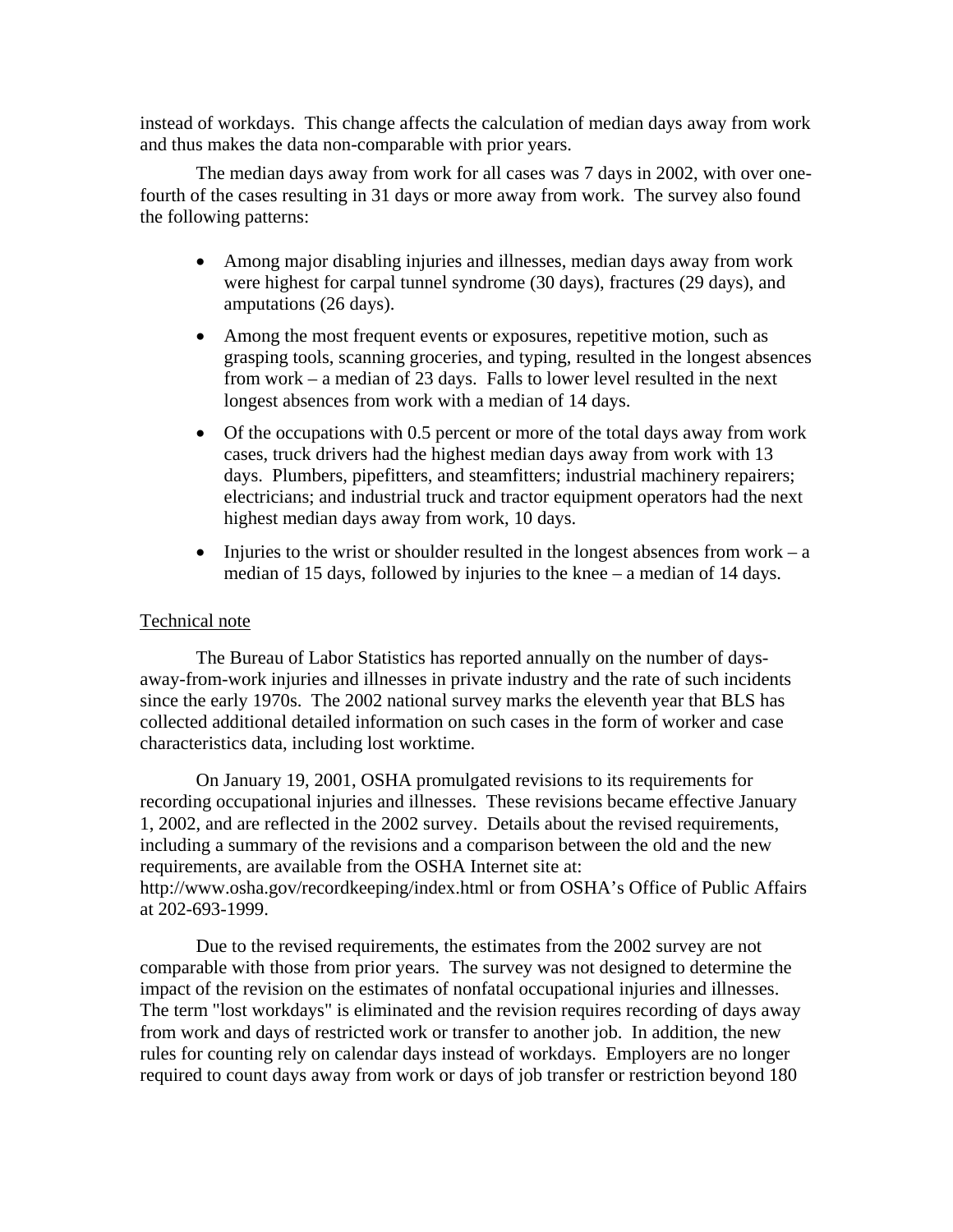instead of workdays. This change affects the calculation of median days away from work and thus makes the data non-comparable with prior years.

The median days away from work for all cases was 7 days in 2002, with over one-fourth of the cases resulting in 31 days or more away from work. The survey also found the following patterns:

- Among major disabling injuries and illnesses, median days away from work were highest for carpal tunnel syndrome (30 days), fractures (29 days), and amputations (26 days).
- Among the most frequent events or exposures, repetitive motion, such as grasping tools, scanning groceries, and typing, resulted in the longest absences from work – a median of 23 days. Falls to lower level resulted in the next longest absences from work with a median of 14 days.
- Of the occupations with 0.5 percent or more of the total days away from work cases, truck drivers had the highest median days away from work with 13 days. Plumbers, pipefitters, and steamfitters; industrial machinery repairers; electricians; and industrial truck and tractor equipment operators had the next highest median days away from work, 10 days.
- Injuries to the wrist or shoulder resulted in the longest absences from work – a median of 15 days, followed by injuries to the knee – a median of 14 days.

## Technical note

The Bureau of Labor Statistics has reported annually on the number of days-away-from-work injuries and illnesses in private industry and the rate of such incidents since the early 1970s. The 2002 national survey marks the eleventh year that BLS has collected additional detailed information on such cases in the form of worker and case characteristics data, including lost worktime.

On January 19, 2001, OSHA promulgated revisions to its requirements for recording occupational injuries and illnesses. These revisions became effective January 1, 2002, and are reflected in the 2002 survey. Details about the revised requirements, including a summary of the revisions and a comparison between the old and the new requirements, are available from the OSHA Internet site at: http://www.osha.gov/recordkeeping/index.html or from OSHA's Office of Public Affairs at 202-693-1999.

Due to the revised requirements, the estimates from the 2002 survey are not comparable with those from prior years. The survey was not designed to determine the impact of the revision on the estimates of nonfatal occupational injuries and illnesses. The term "lost workdays" is eliminated and the revision requires recording of days away from work and days of restricted work or transfer to another job. In addition, the new rules for counting rely on calendar days instead of workdays. Employers are no longer required to count days away from work or days of job transfer or restriction beyond 180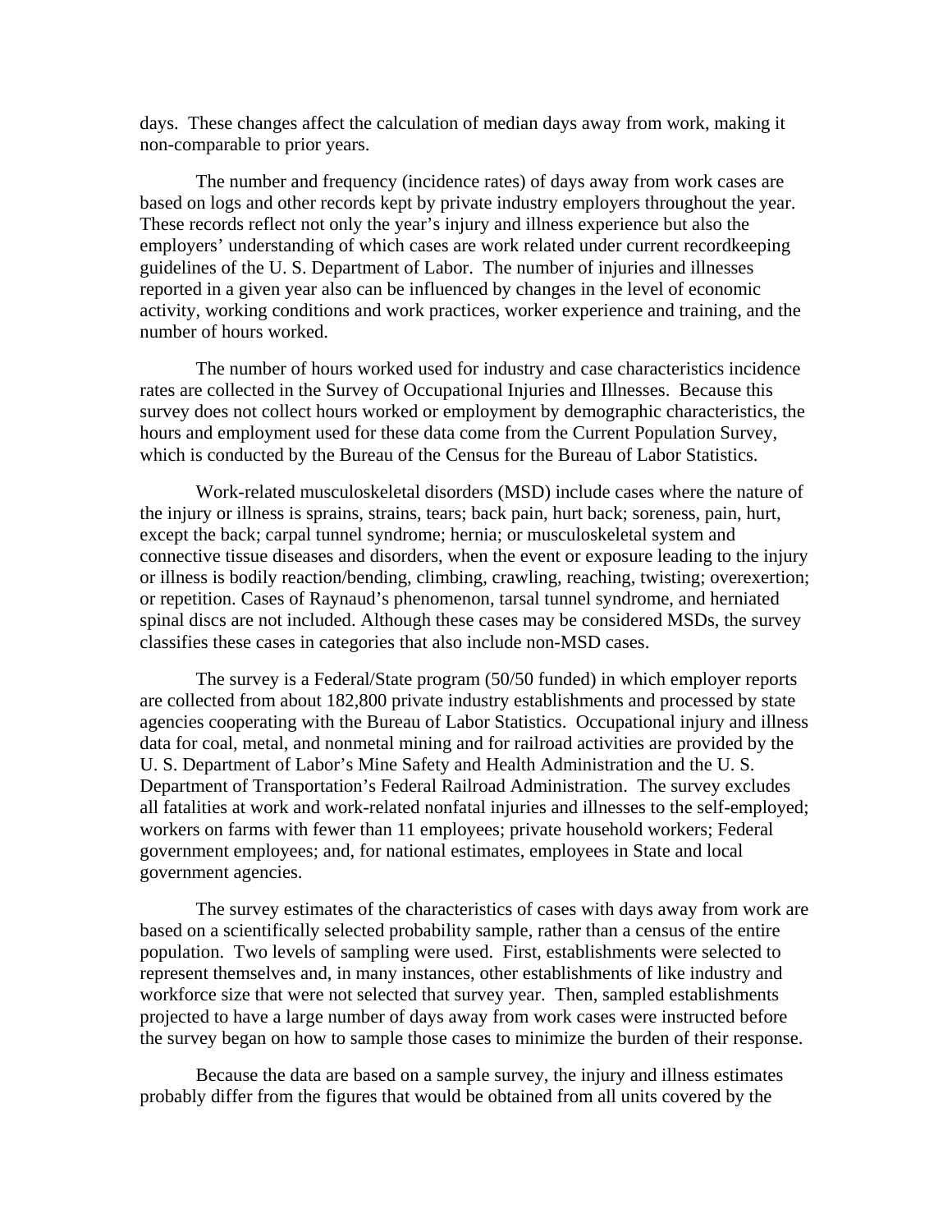days. These changes affect the calculation of median days away from work, making it non-comparable to prior years.

The number and frequency (incidence rates) of days away from work cases are based on logs and other records kept by private industry employers throughout the year. These records reflect not only the year's injury and illness experience but also the employers' understanding of which cases are work related under current recordkeeping guidelines of the U. S. Department of Labor. The number of injuries and illnesses reported in a given year also can be influenced by changes in the level of economic activity, working conditions and work practices, worker experience and training, and the number of hours worked.

The number of hours worked used for industry and case characteristics incidence rates are collected in the Survey of Occupational Injuries and Illnesses. Because this survey does not collect hours worked or employment by demographic characteristics, the hours and employment used for these data come from the Current Population Survey, which is conducted by the Bureau of the Census for the Bureau of Labor Statistics.

Work-related musculoskeletal disorders (MSD) include cases where the nature of the injury or illness is sprains, strains, tears; back pain, hurt back; soreness, pain, hurt, except the back; carpal tunnel syndrome; hernia; or musculoskeletal system and connective tissue diseases and disorders, when the event or exposure leading to the injury or illness is bodily reaction/bending, climbing, crawling, reaching, twisting; overexertion; or repetition. Cases of Raynaud's phenomenon, tarsal tunnel syndrome, and herniated spinal discs are not included. Although these cases may be considered MSDs, the survey classifies these cases in categories that also include non-MSD cases.

The survey is a Federal/State program (50/50 funded) in which employer reports are collected from about 182,800 private industry establishments and processed by state agencies cooperating with the Bureau of Labor Statistics. Occupational injury and illness data for coal, metal, and nonmetal mining and for railroad activities are provided by the U. S. Department of Labor's Mine Safety and Health Administration and the U. S. Department of Transportation's Federal Railroad Administration. The survey excludes all fatalities at work and work-related nonfatal injuries and illnesses to the self-employed; workers on farms with fewer than 11 employees; private household workers; Federal government employees; and, for national estimates, employees in State and local government agencies.

The survey estimates of the characteristics of cases with days away from work are based on a scientifically selected probability sample, rather than a census of the entire population. Two levels of sampling were used. First, establishments were selected to represent themselves and, in many instances, other establishments of like industry and workforce size that were not selected that survey year. Then, sampled establishments projected to have a large number of days away from work cases were instructed before the survey began on how to sample those cases to minimize the burden of their response.

Because the data are based on a sample survey, the injury and illness estimates probably differ from the figures that would be obtained from all units covered by the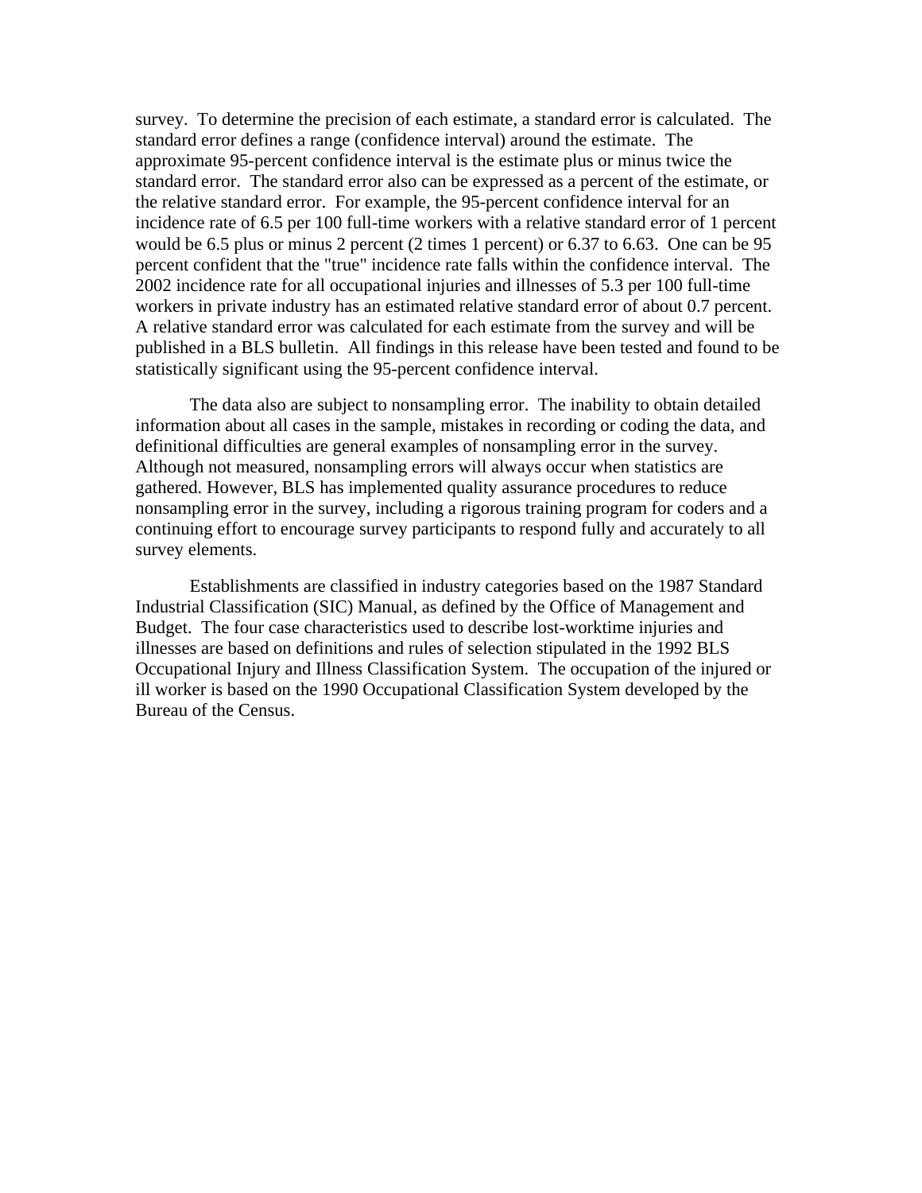survey. To determine the precision of each estimate, a standard error is calculated. The standard error defines a range (confidence interval) around the estimate. The approximate 95-percent confidence interval is the estimate plus or minus twice the standard error. The standard error also can be expressed as a percent of the estimate, or the relative standard error. For example, the 95-percent confidence interval for an incidence rate of 6.5 per 100 full-time workers with a relative standard error of 1 percent would be 6.5 plus or minus 2 percent (2 times 1 percent) or 6.37 to 6.63. One can be 95 percent confident that the "true" incidence rate falls within the confidence interval. The 2002 incidence rate for all occupational injuries and illnesses of 5.3 per 100 full-time workers in private industry has an estimated relative standard error of about 0.7 percent. A relative standard error was calculated for each estimate from the survey and will be published in a BLS bulletin. All findings in this release have been tested and found to be statistically significant using the 95-percent confidence interval.

The data also are subject to nonsampling error. The inability to obtain detailed information about all cases in the sample, mistakes in recording or coding the data, and definitional difficulties are general examples of nonsampling error in the survey. Although not measured, nonsampling errors will always occur when statistics are gathered. However, BLS has implemented quality assurance procedures to reduce nonsampling error in the survey, including a rigorous training program for coders and a continuing effort to encourage survey participants to respond fully and accurately to all survey elements.

Establishments are classified in industry categories based on the 1987 Standard Industrial Classification (SIC) Manual, as defined by the Office of Management and Budget. The four case characteristics used to describe lost-worktime injuries and illnesses are based on definitions and rules of selection stipulated in the 1992 BLS Occupational Injury and Illness Classification System. The occupation of the injured or ill worker is based on the 1990 Occupational Classification System developed by the Bureau of the Census.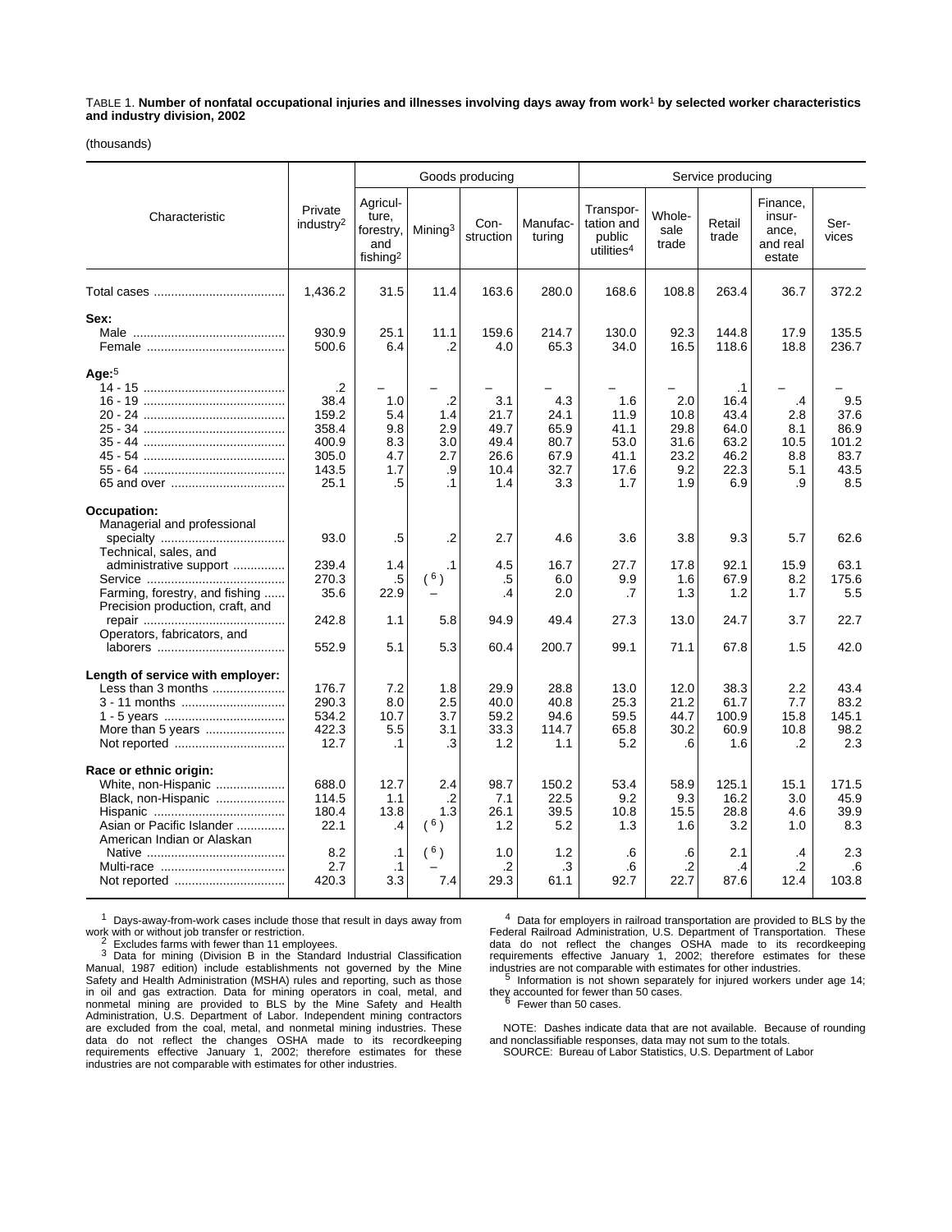TABLE 1. **Number of nonfatal occupational injuries and illnesses involving days away from work[1] by selected worker characteristics and industry division, 2002**

(thousands)

| Characteristic | Private industry[2] | Goods producing | | | | Service producing | | | | |
|---|---|---|---|---|---|---|---|---|---|---|
| | | Agriculture, forestry, and fishing[2] | Mining[3] | Construction | Manufacturing | Transportation and public utilities[4] | Wholesale trade | Retail trade | Finance, insurance, and real estate | Services |
| Total cases | 1,436.2 | 31.5 | 11.4 | 163.6 | 280.0 | 168.6 | 108.8 | 263.4 | 36.7 | 372.2 |
| **Sex:** | | | | | | | | | | |
| Male | 930.9 | 25.1 | 11.1 | 159.6 | 214.7 | 130.0 | 92.3 | 144.8 | 17.9 | 135.5 |
| Female | 500.6 | 6.4 | .2 | 4.0 | 65.3 | 34.0 | 16.5 | 118.6 | 18.8 | 236.7 |
| **Age:**[5] | | | | | | | | | | |
| 14 - 15 | .2 | – | – | – | – | – | – | .1 | – | – |
| 16 - 19 | 38.4 | 1.0 | .2 | 3.1 | 4.3 | 1.6 | 2.0 | 16.4 | .4 | 9.5 |
| 20 - 24 | 159.2 | 5.4 | 1.4 | 21.7 | 24.1 | 11.9 | 10.8 | 43.4 | 2.8 | 37.6 |
| 25 - 34 | 358.4 | 9.8 | 2.9 | 49.7 | 65.9 | 41.1 | 29.8 | 64.0 | 8.1 | 86.9 |
| 35 - 44 | 400.9 | 8.3 | 3.0 | 49.4 | 80.7 | 53.0 | 31.6 | 63.2 | 10.5 | 101.2 |
| 45 - 54 | 305.0 | 4.7 | 2.7 | 26.6 | 67.9 | 41.1 | 23.2 | 46.2 | 8.8 | 83.7 |
| 55 - 64 | 143.5 | 1.7 | .9 | 10.4 | 32.7 | 17.6 | 9.2 | 22.3 | 5.1 | 43.5 |
| 65 and over | 25.1 | .5 | .1 | 1.4 | 3.3 | 1.7 | 1.9 | 6.9 | .9 | 8.5 |
| **Occupation:** | | | | | | | | | | |
| Managerial and professional specialty | 93.0 | .5 | .2 | 2.7 | 4.6 | 3.6 | 3.8 | 9.3 | 5.7 | 62.6 |
| Technical, sales, and administrative support | 239.4 | 1.4 | .1 | 4.5 | 16.7 | 27.7 | 17.8 | 92.1 | 15.9 | 63.1 |
| Service | 270.3 | .5 | (6) | .5 | 6.0 | 9.9 | 1.6 | 67.9 | 8.2 | 175.6 |
| Farming, forestry, and fishing | 35.6 | 22.9 | – | .4 | 2.0 | .7 | 1.3 | 1.2 | 1.7 | 5.5 |
| Precision production, craft, and repair | 242.8 | 1.1 | 5.8 | 94.9 | 49.4 | 27.3 | 13.0 | 24.7 | 3.7 | 22.7 |
| Operators, fabricators, and laborers | 552.9 | 5.1 | 5.3 | 60.4 | 200.7 | 99.1 | 71.1 | 67.8 | 1.5 | 42.0 |
| **Length of service with employer:** | | | | | | | | | | |
| Less than 3 months | 176.7 | 7.2 | 1.8 | 29.9 | 28.8 | 13.0 | 12.0 | 38.3 | 2.2 | 43.4 |
| 3 - 11 months | 290.3 | 8.0 | 2.5 | 40.0 | 40.8 | 25.3 | 21.2 | 61.7 | 7.7 | 83.2 |
| 1 - 5 years | 534.2 | 10.7 | 3.7 | 59.2 | 94.6 | 59.5 | 44.7 | 100.9 | 15.8 | 145.1 |
| More than 5 years | 422.3 | 5.5 | 3.1 | 33.3 | 114.7 | 65.8 | 30.2 | 60.9 | 10.8 | 98.2 |
| Not reported | 12.7 | .1 | .3 | 1.2 | 1.1 | 5.2 | .6 | 1.6 | .2 | 2.3 |
| **Race or ethnic origin:** | | | | | | | | | | |
| White, non-Hispanic | 688.0 | 12.7 | 2.4 | 98.7 | 150.2 | 53.4 | 58.9 | 125.1 | 15.1 | 171.5 |
| Black, non-Hispanic | 114.5 | 1.1 | .2 | 7.1 | 22.5 | 9.2 | 9.3 | 16.2 | 3.0 | 45.9 |
| Hispanic | 180.4 | 13.8 | 1.3 | 26.1 | 39.5 | 10.8 | 15.5 | 28.8 | 4.6 | 39.9 |
| Asian or Pacific Islander | 22.1 | .4 | (6) | 1.2 | 5.2 | 1.3 | 1.6 | 3.2 | 1.0 | 8.3 |
| American Indian or Alaskan Native | 8.2 | .1 | (6) | 1.0 | 1.2 | .6 | .6 | 2.1 | .4 | 2.3 |
| Multi-race | 2.7 | .1 | – | .2 | .3 | .6 | .2 | .4 | .2 | .6 |
| Not reported | 420.3 | 3.3 | 7.4 | 29.3 | 61.1 | 92.7 | 22.7 | 87.6 | 12.4 | 103.8 |

[1] Days-away-from-work cases include those that result in days away from work with or without job transfer or restriction.

[2] Excludes farms with fewer than 11 employees.

[3] Data for mining (Division B in the Standard Industrial Classification Manual, 1987 edition) include establishments not governed by the Mine Safety and Health Administration (MSHA) rules and reporting, such as those in oil and gas extraction. Data for mining operators in coal, metal, and nonmetal mining are provided to BLS by the Mine Safety and Health Administration, U.S. Department of Labor. Independent mining contractors are excluded from the coal, metal, and nonmetal mining industries. These data do not reflect the changes OSHA made to its recordkeeping requirements effective January 1, 2002; therefore estimates for these industries are not comparable with estimates for other industries.

[4] Data for employers in railroad transportation are provided to BLS by the Federal Railroad Administration, U.S. Department of Transportation. These data do not reflect the changes OSHA made to its recordkeeping requirements effective January 1, 2002; therefore estimates for these industries are not comparable with estimates for other industries.

[5] Information is not shown separately for injured workers under age 14; they accounted for fewer than 50 cases.

[6] Fewer than 50 cases.

NOTE: Dashes indicate data that are not available. Because of rounding and nonclassifiable responses, data may not sum to the totals.

SOURCE: Bureau of Labor Statistics, U.S. Department of Labor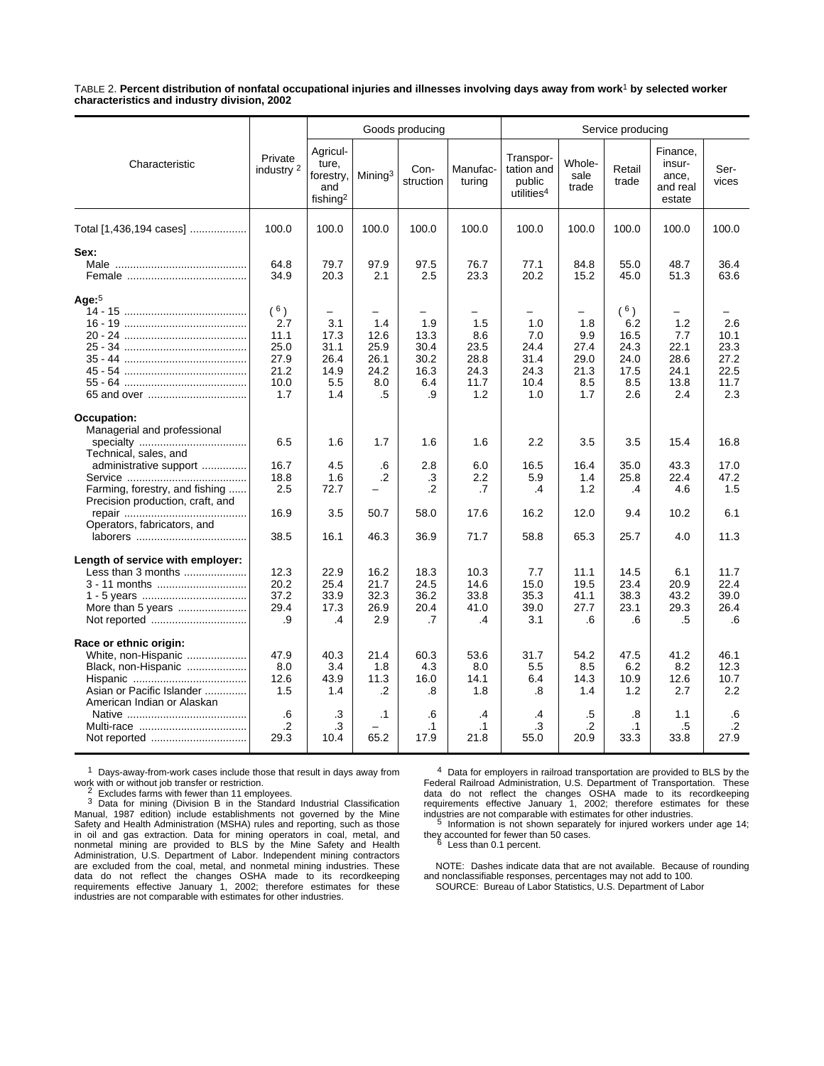TABLE 2. **Percent distribution of nonfatal occupational injuries and illnesses involving days away from work[1] by selected worker characteristics and industry division, 2002**

| Characteristic | Private industry [2] | Goods producing | | | | Service producing | | | | |
|---|---|---|---|---|---|---|---|---|---|---|
| | | Agriculture, forestry, and fishing[2] | Mining[3] | Construction | Manufacturing | Transportation and public utilities[4] | Wholesale trade | Retail trade | Finance, insurance, and real estate | Services |
| Total [1,436,194 cases] | 100.0 | 100.0 | 100.0 | 100.0 | 100.0 | 100.0 | 100.0 | 100.0 | 100.0 | 100.0 |
| **Sex:** | | | | | | | | | | |
| Male | 64.8 | 79.7 | 97.9 | 97.5 | 76.7 | 77.1 | 84.8 | 55.0 | 48.7 | 36.4 |
| Female | 34.9 | 20.3 | 2.1 | 2.5 | 23.3 | 20.2 | 15.2 | 45.0 | 51.3 | 63.6 |
| **Age:**[5] | | | | | | | | | | |
| 14 - 15 | ( [6] ) | – | – | – | – | – | – | ( [6] ) | – | – |
| 16 - 19 | 2.7 | 3.1 | 1.4 | 1.9 | 1.5 | 1.0 | 1.8 | 6.2 | 1.2 | 2.6 |
| 20 - 24 | 11.1 | 17.3 | 12.6 | 13.3 | 8.6 | 7.0 | 9.9 | 16.5 | 7.7 | 10.1 |
| 25 - 34 | 25.0 | 31.1 | 25.9 | 30.4 | 23.5 | 24.4 | 27.4 | 24.3 | 22.1 | 23.3 |
| 35 - 44 | 27.9 | 26.4 | 26.1 | 30.2 | 28.8 | 31.4 | 29.0 | 24.0 | 28.6 | 27.2 |
| 45 - 54 | 21.2 | 14.9 | 24.2 | 16.3 | 24.3 | 24.3 | 21.3 | 17.5 | 24.1 | 22.5 |
| 55 - 64 | 10.0 | 5.5 | 8.0 | 6.4 | 11.7 | 10.4 | 8.5 | 8.5 | 13.8 | 11.7 |
| 65 and over | 1.7 | 1.4 | .5 | .9 | 1.2 | 1.0 | 1.7 | 2.6 | 2.4 | 2.3 |
| **Occupation:** | | | | | | | | | | |
| Managerial and professional specialty | 6.5 | 1.6 | 1.7 | 1.6 | 1.6 | 2.2 | 3.5 | 3.5 | 15.4 | 16.8 |
| Technical, sales, and administrative support | 16.7 | 4.5 | .6 | 2.8 | 6.0 | 16.5 | 16.4 | 35.0 | 43.3 | 17.0 |
| Service | 18.8 | 1.6 | .2 | .3 | 2.2 | 5.9 | 1.4 | 25.8 | 22.4 | 47.2 |
| Farming, forestry, and fishing | 2.5 | 72.7 | – | .2 | .7 | .4 | 1.2 | .4 | 4.6 | 1.5 |
| Precision production, craft, and repair | 16.9 | 3.5 | 50.7 | 58.0 | 17.6 | 16.2 | 12.0 | 9.4 | 10.2 | 6.1 |
| Operators, fabricators, and laborers | 38.5 | 16.1 | 46.3 | 36.9 | 71.7 | 58.8 | 65.3 | 25.7 | 4.0 | 11.3 |
| **Length of service with employer:** | | | | | | | | | | |
| Less than 3 months | 12.3 | 22.9 | 16.2 | 18.3 | 10.3 | 7.7 | 11.1 | 14.5 | 6.1 | 11.7 |
| 3 - 11 months | 20.2 | 25.4 | 21.7 | 24.5 | 14.6 | 15.0 | 19.5 | 23.4 | 20.9 | 22.4 |
| 1 - 5 years | 37.2 | 33.9 | 32.3 | 36.2 | 33.8 | 35.3 | 41.1 | 38.3 | 43.2 | 39.0 |
| More than 5 years | 29.4 | 17.3 | 26.9 | 20.4 | 41.0 | 39.0 | 27.7 | 23.1 | 29.3 | 26.4 |
| Not reported | .9 | .4 | 2.9 | .7 | .4 | 3.1 | .6 | .6 | .5 | .6 |
| **Race or ethnic origin:** | | | | | | | | | | |
| White, non-Hispanic | 47.9 | 40.3 | 21.4 | 60.3 | 53.6 | 31.7 | 54.2 | 47.5 | 41.2 | 46.1 |
| Black, non-Hispanic | 8.0 | 3.4 | 1.8 | 4.3 | 8.0 | 5.5 | 8.5 | 6.2 | 8.2 | 12.3 |
| Hispanic | 12.6 | 43.9 | 11.3 | 16.0 | 14.1 | 6.4 | 14.3 | 10.9 | 12.6 | 10.7 |
| Asian or Pacific Islander | 1.5 | 1.4 | .2 | .8 | 1.8 | .8 | 1.4 | 1.2 | 2.7 | 2.2 |
| American Indian or Alaskan Native | .6 | .3 | .1 | .6 | .4 | .4 | .5 | .8 | 1.1 | .6 |
| Multi-race | .2 | .3 | – | .1 | .1 | .3 | .2 | .1 | .5 | .2 |
| Not reported | 29.3 | 10.4 | 65.2 | 17.9 | 21.8 | 55.0 | 20.9 | 33.3 | 33.8 | 27.9 |

[1] Days-away-from-work cases include those that result in days away from work with or without job transfer or restriction.

[2] Excludes farms with fewer than 11 employees.

[3] Data for mining (Division B in the Standard Industrial Classification Manual, 1987 edition) include establishments not governed by the Mine Safety and Health Administration (MSHA) rules and reporting, such as those in oil and gas extraction. Data for mining operators in coal, metal, and nonmetal mining are provided to BLS by the Mine Safety and Health Administration, U.S. Department of Labor. Independent mining contractors are excluded from the coal, metal, and nonmetal mining industries. These data do not reflect the changes OSHA made to its recordkeeping requirements effective January 1, 2002; therefore estimates for these industries are not comparable with estimates for other industries.

[4] Data for employers in railroad transportation are provided to BLS by the Federal Railroad Administration, U.S. Department of Transportation. These data do not reflect the changes OSHA made to its recordkeeping requirements effective January 1, 2002; therefore estimates for these industries are not comparable with estimates for other industries.

[5] Information is not shown separately for injured workers under age 14; they accounted for fewer than 50 cases.

[6] Less than 0.1 percent.

NOTE: Dashes indicate data that are not available. Because of rounding and nonclassifiable responses, percentages may not add to 100.

SOURCE: Bureau of Labor Statistics, U.S. Department of Labor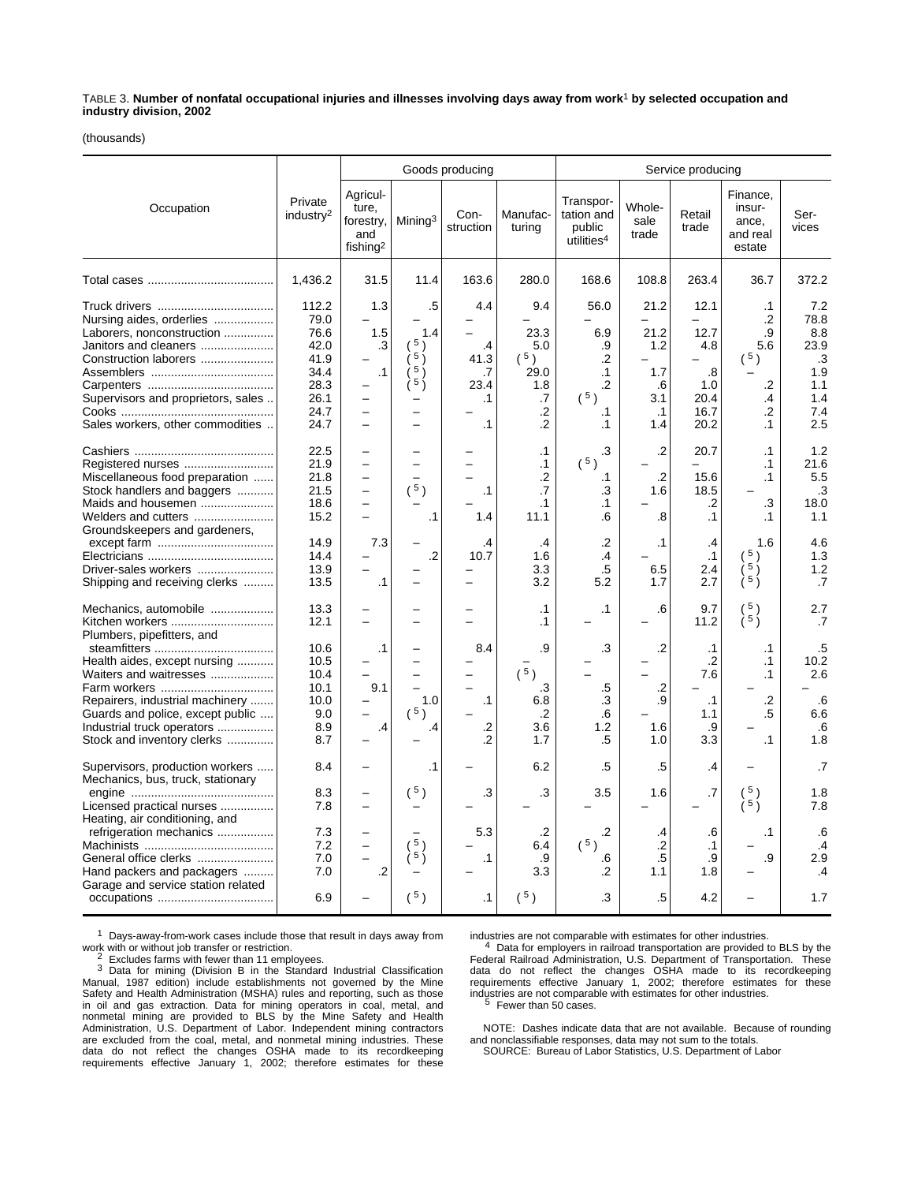TABLE 3. **Number of nonfatal occupational injuries and illnesses involving days away from work[1] by selected occupation and industry division, 2002**

(thousands)

| Occupation | Private industry[2] | Goods producing: Agriculture, forestry, and fishing[2] | Goods producing: Mining[3] | Goods producing: Construction | Goods producing: Manufacturing | Service producing: Transportation and public utilities[4] | Service producing: Wholesale trade | Service producing: Retail trade | Service producing: Finance, insurance, and real estate | Service producing: Services |
|---|---|---|---|---|---|---|---|---|---|---|
| Total cases | 1,436.2 | 31.5 | 11.4 | 163.6 | 280.0 | 168.6 | 108.8 | 263.4 | 36.7 | 372.2 |
| Truck drivers | 112.2 | 1.3 | .5 | 4.4 | 9.4 | 56.0 | 21.2 | 12.1 | .1 | 7.2 |
| Nursing aides, orderlies | 79.0 | – | – | – | – | – | – | – | .2 | 78.8 |
| Laborers, nonconstruction | 76.6 | 1.5 | 1.4 | – | 23.3 | 6.9 | 21.2 | 12.7 | .9 | 8.8 |
| Janitors and cleaners | 42.0 | .3 | ([5]) | .4 | 5.0 | .9 | 1.2 | 4.8 | 5.6 | 23.9 |
| Construction laborers | 41.9 | – | ([5]) | 41.3 | ([5]) | .2 | – | – | ([5]) | .3 |
| Assemblers | 34.4 | .1 | ([5]) | .7 | 29.0 | .1 | 1.7 | .8 | – | 1.9 |
| Carpenters | 28.3 | – | ([5]) | 23.4 | 1.8 | .2 | .6 | 1.0 | .2 | 1.1 |
| Supervisors and proprietors, sales | 26.1 | – | – | .1 | .7 | ([5]) | 3.1 | 20.4 | .4 | 1.4 |
| Cooks | 24.7 | – | – | – | .2 | .1 | .1 | 16.7 | .2 | 7.4 |
| Sales workers, other commodities | 24.7 | – | – | .1 | .2 | .1 | 1.4 | 20.2 | .1 | 2.5 |
| Cashiers | 22.5 | – | – | – | .1 | .3 | .2 | 20.7 | .1 | 1.2 |
| Registered nurses | 21.9 | – | – | – | .1 | ([5]) | – | – | .1 | 21.6 |
| Miscellaneous food preparation | 21.8 | – | – | – | .2 | .1 | .2 | 15.6 | .1 | 5.5 |
| Stock handlers and baggers | 21.5 | – | ([5]) | .1 | .7 | .3 | 1.6 | 18.5 | – | .3 |
| Maids and housemen | 18.6 | – | – | – | .1 | .1 | – | .2 | .3 | 18.0 |
| Welders and cutters | 15.2 | – | .1 | 1.4 | 11.1 | .6 | .8 | .1 | .1 | 1.1 |
| Groundskeepers and gardeners, except farm | 14.9 | 7.3 | – | .4 | .4 | .2 | .1 | .4 | 1.6 | 4.6 |
| Electricians | 14.4 | – | .2 | 10.7 | 1.6 | .4 | – | .1 | ([5]) | 1.3 |
| Driver-sales workers | 13.9 | – | – | – | 3.3 | .5 | 6.5 | 2.4 | ([5]) | 1.2 |
| Shipping and receiving clerks | 13.5 | .1 | – | – | 3.2 | 5.2 | 1.7 | 2.7 | ([5]) | .7 |
| Mechanics, automobile | 13.3 | – | – | – | .1 | .1 | .6 | 9.7 | ([5]) | 2.7 |
| Kitchen workers | 12.1 | – | – | – | .1 | – | – | 11.2 | ([5]) | .7 |
| Plumbers, pipefitters, and steamfitters | 10.6 | .1 | – | 8.4 | .9 | .3 | .2 | .1 | .1 | .5 |
| Health aides, except nursing | 10.5 | – | – | – | – | – | – | .2 | .1 | 10.2 |
| Waiters and waitresses | 10.4 | – | – | – | ([5]) | – | – | 7.6 | .1 | 2.6 |
| Farm workers | 10.1 | 9.1 | – | – | .3 | .5 | .2 | – | – | – |
| Repairers, industrial machinery | 10.0 | – | 1.0 | .1 | 6.8 | .3 | .9 | .1 | .2 | .6 |
| Guards and police, except public | 9.0 | – | ([5]) | – | .2 | .6 | – | 1.1 | .5 | 6.6 |
| Industrial truck operators | 8.9 | .4 | .4 | .2 | 3.6 | 1.2 | 1.6 | .9 | – | .6 |
| Stock and inventory clerks | 8.7 | – | – | .2 | 1.7 | .5 | 1.0 | 3.3 | .1 | 1.8 |
| Supervisors, production workers | 8.4 | – | .1 | – | 6.2 | .5 | .5 | .4 | – | .7 |
| Mechanics, bus, truck, stationary engine | 8.3 | – | ([5]) | .3 | .3 | 3.5 | 1.6 | .7 | ([5]) | 1.8 |
| Licensed practical nurses | 7.8 | – | – | – | – | – | – | – | ([5]) | 7.8 |
| Heating, air conditioning, and refrigeration mechanics | 7.3 | – | – | 5.3 | .2 | .2 | .4 | .6 | .1 | .6 |
| Machinists | 7.2 | – | ([5]) | – | 6.4 | ([5]) | .2 | .1 | – | .4 |
| General office clerks | 7.0 | – | ([5]) | .1 | .9 | .6 | .5 | .9 | .9 | 2.9 |
| Hand packers and packagers | 7.0 | .2 | – | – | 3.3 | .2 | 1.1 | 1.8 | – | .4 |
| Garage and service station related occupations | 6.9 | – | ([5]) | .1 | ([5]) | .3 | .5 | 4.2 | – | 1.7 |

[1] Days-away-from-work cases include those that result in days away from work with or without job transfer or restriction.

[2] Excludes farms with fewer than 11 employees.

[3] Data for mining (Division B in the Standard Industrial Classification Manual, 1987 edition) include establishments not governed by the Mine Safety and Health Administration (MSHA) rules and reporting, such as those in oil and gas extraction. Data for mining operators in coal, metal, and nonmetal mining are provided to BLS by the Mine Safety and Health Administration, U.S. Department of Labor. Independent mining contractors are excluded from the coal, metal, and nonmetal mining industries. These data do not reflect the changes OSHA made to its recordkeeping requirements effective January 1, 2002; therefore estimates for these industries are not comparable with estimates for other industries.

[4] Data for employers in railroad transportation are provided to BLS by the Federal Railroad Administration, U.S. Department of Transportation. These data do not reflect the changes OSHA made to its recordkeeping requirements effective January 1, 2002; therefore estimates for these industries are not comparable with estimates for other industries.

[5] Fewer than 50 cases.

NOTE: Dashes indicate data that are not available. Because of rounding and nonclassifiable responses, data may not sum to the totals.

SOURCE: Bureau of Labor Statistics, U.S. Department of Labor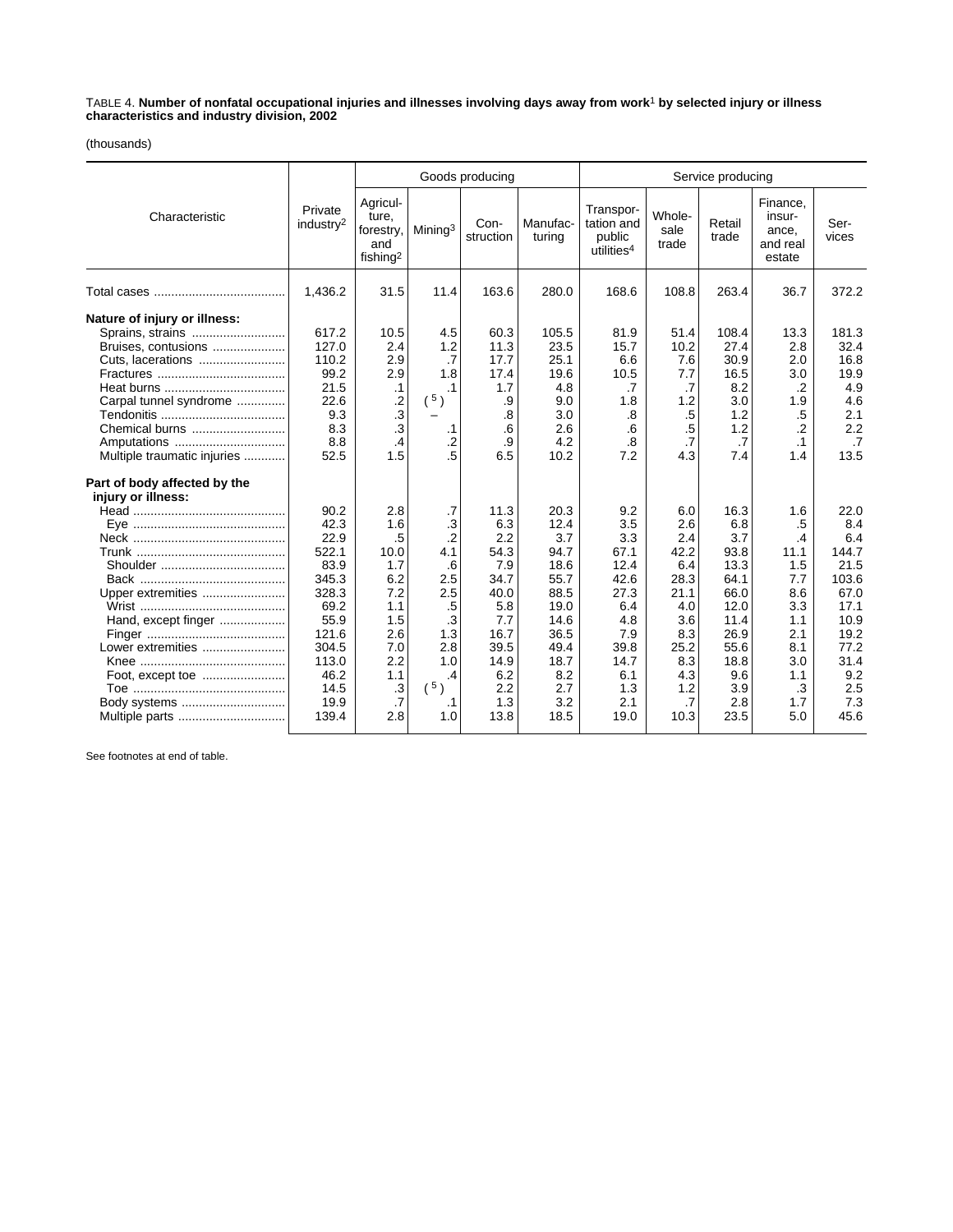TABLE 4. **Number of nonfatal occupational injuries and illnesses involving days away from work[1] by selected injury or illness characteristics and industry division, 2002**

(thousands)

| Characteristic | Private industry[2] | Goods producing | | | | Service producing | | | | |
|---|---|---|---|---|---|---|---|---|---|---|
| | | Agriculture, forestry, and fishing[2] | Mining[3] | Construction | Manufacturing | Transportation and public utilities[4] | Wholesale trade | Retail trade | Finance, insurance, and real estate | Services |
| Total cases | 1,436.2 | 31.5 | 11.4 | 163.6 | 280.0 | 168.6 | 108.8 | 263.4 | 36.7 | 372.2 |
| **Nature of injury or illness:** | | | | | | | | | | |
| Sprains, strains | 617.2 | 10.5 | 4.5 | 60.3 | 105.5 | 81.9 | 51.4 | 108.4 | 13.3 | 181.3 |
| Bruises, contusions | 127.0 | 2.4 | 1.2 | 11.3 | 23.5 | 15.7 | 10.2 | 27.4 | 2.8 | 32.4 |
| Cuts, lacerations | 110.2 | 2.9 | .7 | 17.7 | 25.1 | 6.6 | 7.6 | 30.9 | 2.0 | 16.8 |
| Fractures | 99.2 | 2.9 | 1.8 | 17.4 | 19.6 | 10.5 | 7.7 | 16.5 | 3.0 | 19.9 |
| Heat burns | 21.5 | .1 | .1 | 1.7 | 4.8 | .7 | .7 | 8.2 | .2 | 4.9 |
| Carpal tunnel syndrome | 22.6 | .2 | ( 5 ) | .9 | 9.0 | 1.8 | 1.2 | 3.0 | 1.9 | 4.6 |
| Tendonitis | 9.3 | .3 | – | .8 | 3.0 | .8 | .5 | 1.2 | .5 | 2.1 |
| Chemical burns | 8.3 | .3 | .1 | .6 | 2.6 | .6 | .5 | 1.2 | .2 | 2.2 |
| Amputations | 8.8 | .4 | .2 | .9 | 4.2 | .8 | .7 | .7 | .1 | .7 |
| Multiple traumatic injuries | 52.5 | 1.5 | .5 | 6.5 | 10.2 | 7.2 | 4.3 | 7.4 | 1.4 | 13.5 |
| **Part of body affected by the injury or illness:** | | | | | | | | | | |
| Head | 90.2 | 2.8 | .7 | 11.3 | 20.3 | 9.2 | 6.0 | 16.3 | 1.6 | 22.0 |
| Eye | 42.3 | 1.6 | .3 | 6.3 | 12.4 | 3.5 | 2.6 | 6.8 | .5 | 8.4 |
| Neck | 22.9 | .5 | .2 | 2.2 | 3.7 | 3.3 | 2.4 | 3.7 | .4 | 6.4 |
| Trunk | 522.1 | 10.0 | 4.1 | 54.3 | 94.7 | 67.1 | 42.2 | 93.8 | 11.1 | 144.7 |
| Shoulder | 83.9 | 1.7 | .6 | 7.9 | 18.6 | 12.4 | 6.4 | 13.3 | 1.5 | 21.5 |
| Back | 345.3 | 6.2 | 2.5 | 34.7 | 55.7 | 42.6 | 28.3 | 64.1 | 7.7 | 103.6 |
| Upper extremities | 328.3 | 7.2 | 2.5 | 40.0 | 88.5 | 27.3 | 21.1 | 66.0 | 8.6 | 67.0 |
| Wrist | 69.2 | 1.1 | .5 | 5.8 | 19.0 | 6.4 | 4.0 | 12.0 | 3.3 | 17.1 |
| Hand, except finger | 55.9 | 1.5 | .3 | 7.7 | 14.6 | 4.8 | 3.6 | 11.4 | 1.1 | 10.9 |
| Finger | 121.6 | 2.6 | 1.3 | 16.7 | 36.5 | 7.9 | 8.3 | 26.9 | 2.1 | 19.2 |
| Lower extremities | 304.5 | 7.0 | 2.8 | 39.5 | 49.4 | 39.8 | 25.2 | 55.6 | 8.1 | 77.2 |
| Knee | 113.0 | 2.2 | 1.0 | 14.9 | 18.7 | 14.7 | 8.3 | 18.8 | 3.0 | 31.4 |
| Foot, except toe | 46.2 | 1.1 | .4 | 6.2 | 8.2 | 6.1 | 4.3 | 9.6 | 1.1 | 9.2 |
| Toe | 14.5 | .3 | ( 5 ) | 2.2 | 2.7 | 1.3 | 1.2 | 3.9 | .3 | 2.5 |
| Body systems | 19.9 | .7 | .1 | 1.3 | 3.2 | 2.1 | .7 | 2.8 | 1.7 | 7.3 |
| Multiple parts | 139.4 | 2.8 | 1.0 | 13.8 | 18.5 | 19.0 | 10.3 | 23.5 | 5.0 | 45.6 |

See footnotes at end of table.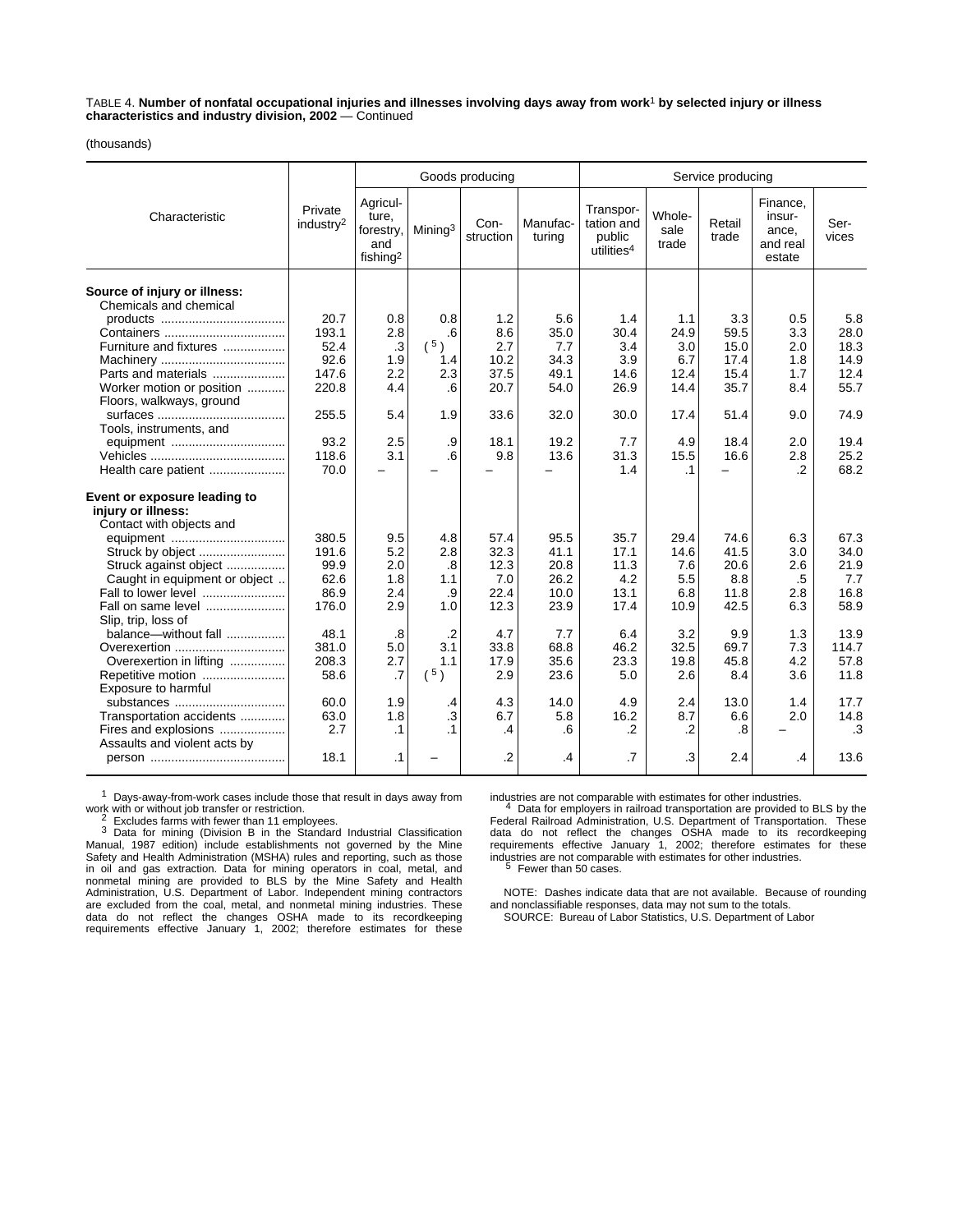TABLE 4. **Number of nonfatal occupational injuries and illnesses involving days away from work[1] by selected injury or illness characteristics and industry division, 2002** — Continued

(thousands)

| Characteristic | Private industry[2] | Goods producing | | | | Service producing | | | | |
|---|---|---|---|---|---|---|---|---|---|---|
| | | Agriculture, forestry, and fishing[2] | Mining[3] | Construction | Manufacturing | Transportation and public utilities[4] | Wholesale trade | Retail trade | Finance, insurance, and real estate | Services |
| **Source of injury or illness:** | | | | | | | | | | |
| Chemicals and chemical products | 20.7 | 0.8 | 0.8 | 1.2 | 5.6 | 1.4 | 1.1 | 3.3 | 0.5 | 5.8 |
| Containers | 193.1 | 2.8 | .6 | 8.6 | 35.0 | 30.4 | 24.9 | 59.5 | 3.3 | 28.0 |
| Furniture and fixtures | 52.4 | .3 | ([5]) | 2.7 | 7.7 | 3.4 | 3.0 | 15.0 | 2.0 | 18.3 |
| Machinery | 92.6 | 1.9 | 1.4 | 10.2 | 34.3 | 3.9 | 6.7 | 17.4 | 1.8 | 14.9 |
| Parts and materials | 147.6 | 2.2 | 2.3 | 37.5 | 49.1 | 14.6 | 12.4 | 15.4 | 1.7 | 12.4 |
| Worker motion or position | 220.8 | 4.4 | .6 | 20.7 | 54.0 | 26.9 | 14.4 | 35.7 | 8.4 | 55.7 |
| Floors, walkways, ground surfaces | 255.5 | 5.4 | 1.9 | 33.6 | 32.0 | 30.0 | 17.4 | 51.4 | 9.0 | 74.9 |
| Tools, instruments, and equipment | 93.2 | 2.5 | .9 | 18.1 | 19.2 | 7.7 | 4.9 | 18.4 | 2.0 | 19.4 |
| Vehicles | 118.6 | 3.1 | .6 | 9.8 | 13.6 | 31.3 | 15.5 | 16.6 | 2.8 | 25.2 |
| Health care patient | 70.0 | – | – | – | – | 1.4 | .1 | – | .2 | 68.2 |
| **Event or exposure leading to injury or illness:** | | | | | | | | | | |
| Contact with objects and equipment | 380.5 | 9.5 | 4.8 | 57.4 | 95.5 | 35.7 | 29.4 | 74.6 | 6.3 | 67.3 |
| Struck by object | 191.6 | 5.2 | 2.8 | 32.3 | 41.1 | 17.1 | 14.6 | 41.5 | 3.0 | 34.0 |
| Struck against object | 99.9 | 2.0 | .8 | 12.3 | 20.8 | 11.3 | 7.6 | 20.6 | 2.6 | 21.9 |
| Caught in equipment or object | 62.6 | 1.8 | 1.1 | 7.0 | 26.2 | 4.2 | 5.5 | 8.8 | .5 | 7.7 |
| Fall to lower level | 86.9 | 2.4 | .9 | 22.4 | 10.0 | 13.1 | 6.8 | 11.8 | 2.8 | 16.8 |
| Fall on same level | 176.0 | 2.9 | 1.0 | 12.3 | 23.9 | 17.4 | 10.9 | 42.5 | 6.3 | 58.9 |
| Slip, trip, loss of balance—without fall | 48.1 | .8 | .2 | 4.7 | 7.7 | 6.4 | 3.2 | 9.9 | 1.3 | 13.9 |
| Overexertion | 381.0 | 5.0 | 3.1 | 33.8 | 68.8 | 46.2 | 32.5 | 69.7 | 7.3 | 114.7 |
| Overexertion in lifting | 208.3 | 2.7 | 1.1 | 17.9 | 35.6 | 23.3 | 19.8 | 45.8 | 4.2 | 57.8 |
| Repetitive motion | 58.6 | .7 | ([5]) | 2.9 | 23.6 | 5.0 | 2.6 | 8.4 | 3.6 | 11.8 |
| Exposure to harmful substances | 60.0 | 1.9 | .4 | 4.3 | 14.0 | 4.9 | 2.4 | 13.0 | 1.4 | 17.7 |
| Transportation accidents | 63.0 | 1.8 | .3 | 6.7 | 5.8 | 16.2 | 8.7 | 6.6 | 2.0 | 14.8 |
| Fires and explosions | 2.7 | .1 | .1 | .4 | .6 | .2 | .2 | .8 | – | .3 |
| Assaults and violent acts by person | 18.1 | .1 | – | .2 | .4 | .7 | .3 | 2.4 | .4 | 13.6 |

[1] Days-away-from-work cases include those that result in days away from work with or without job transfer or restriction.

[2] Excludes farms with fewer than 11 employees.

[3] Data for mining (Division B in the Standard Industrial Classification Manual, 1987 edition) include establishments not governed by the Mine Safety and Health Administration (MSHA) rules and reporting, such as those in oil and gas extraction. Data for mining operators in coal, metal, and nonmetal mining are provided to BLS by the Mine Safety and Health Administration, U.S. Department of Labor. Independent mining contractors are excluded from the coal, metal, and nonmetal mining industries. These data do not reflect the changes OSHA made to its recordkeeping requirements effective January 1, 2002; therefore estimates for these industries are not comparable with estimates for other industries.

[4] Data for employers in railroad transportation are provided to BLS by the Federal Railroad Administration, U.S. Department of Transportation. These data do not reflect the changes OSHA made to its recordkeeping requirements effective January 1, 2002; therefore estimates for these industries are not comparable with estimates for other industries.

[5] Fewer than 50 cases.

NOTE: Dashes indicate data that are not available. Because of rounding and nonclassifiable responses, data may not sum to the totals.

SOURCE: Bureau of Labor Statistics, U.S. Department of Labor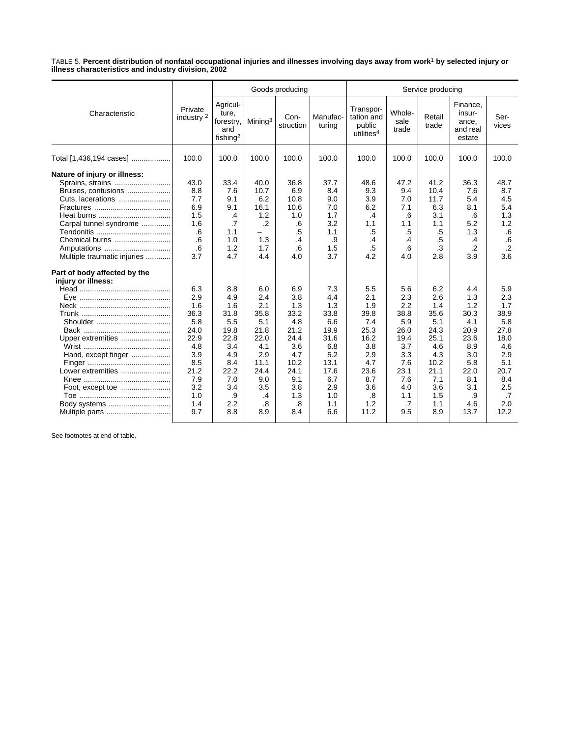TABLE 5. **Percent distribution of nonfatal occupational injuries and illnesses involving days away from work[1] by selected injury or illness characteristics and industry division, 2002**

| Characteristic | Private industry [2] | Goods producing | | | | Service producing | | | | |
|---|---|---|---|---|---|---|---|---|---|---|
| | | Agriculture, forestry, and fishing[2] | Mining[3] | Construction | Manufacturing | Transportation and public utilities[4] | Wholesale trade | Retail trade | Finance, insurance, and real estate | Services |
| Total [1,436,194 cases] | 100.0 | 100.0 | 100.0 | 100.0 | 100.0 | 100.0 | 100.0 | 100.0 | 100.0 | 100.0 |
| **Nature of injury or illness:** | | | | | | | | | | |
| Sprains, strains | 43.0 | 33.4 | 40.0 | 36.8 | 37.7 | 48.6 | 47.2 | 41.2 | 36.3 | 48.7 |
| Bruises, contusions | 8.8 | 7.6 | 10.7 | 6.9 | 8.4 | 9.3 | 9.4 | 10.4 | 7.6 | 8.7 |
| Cuts, lacerations | 7.7 | 9.1 | 6.2 | 10.8 | 9.0 | 3.9 | 7.0 | 11.7 | 5.4 | 4.5 |
| Fractures | 6.9 | 9.1 | 16.1 | 10.6 | 7.0 | 6.2 | 7.1 | 6.3 | 8.1 | 5.4 |
| Heat burns | 1.5 | .4 | 1.2 | 1.0 | 1.7 | .4 | .6 | 3.1 | .6 | 1.3 |
| Carpal tunnel syndrome | 1.6 | .7 | .2 | .6 | 3.2 | 1.1 | 1.1 | 1.1 | 5.2 | 1.2 |
| Tendonitis | .6 | 1.1 | – | .5 | 1.1 | .5 | .5 | .5 | 1.3 | .6 |
| Chemical burns | .6 | 1.0 | 1.3 | .4 | .9 | .4 | .4 | .5 | .4 | .6 |
| Amputations | .6 | 1.2 | 1.7 | .6 | 1.5 | .5 | .6 | .3 | .2 | .2 |
| Multiple traumatic injuries | 3.7 | 4.7 | 4.4 | 4.0 | 3.7 | 4.2 | 4.0 | 2.8 | 3.9 | 3.6 |
| **Part of body affected by the injury or illness:** | | | | | | | | | | |
| Head | 6.3 | 8.8 | 6.0 | 6.9 | 7.3 | 5.5 | 5.6 | 6.2 | 4.4 | 5.9 |
| Eye | 2.9 | 4.9 | 2.4 | 3.8 | 4.4 | 2.1 | 2.3 | 2.6 | 1.3 | 2.3 |
| Neck | 1.6 | 1.6 | 2.1 | 1.3 | 1.3 | 1.9 | 2.2 | 1.4 | 1.2 | 1.7 |
| Trunk | 36.3 | 31.8 | 35.8 | 33.2 | 33.8 | 39.8 | 38.8 | 35.6 | 30.3 | 38.9 |
| Shoulder | 5.8 | 5.5 | 5.1 | 4.8 | 6.6 | 7.4 | 5.9 | 5.1 | 4.1 | 5.8 |
| Back | 24.0 | 19.8 | 21.8 | 21.2 | 19.9 | 25.3 | 26.0 | 24.3 | 20.9 | 27.8 |
| Upper extremities | 22.9 | 22.8 | 22.0 | 24.4 | 31.6 | 16.2 | 19.4 | 25.1 | 23.6 | 18.0 |
| Wrist | 4.8 | 3.4 | 4.1 | 3.6 | 6.8 | 3.8 | 3.7 | 4.6 | 8.9 | 4.6 |
| Hand, except finger | 3.9 | 4.9 | 2.9 | 4.7 | 5.2 | 2.9 | 3.3 | 4.3 | 3.0 | 2.9 |
| Finger | 8.5 | 8.4 | 11.1 | 10.2 | 13.1 | 4.7 | 7.6 | 10.2 | 5.8 | 5.1 |
| Lower extremities | 21.2 | 22.2 | 24.4 | 24.1 | 17.6 | 23.6 | 23.1 | 21.1 | 22.0 | 20.7 |
| Knee | 7.9 | 7.0 | 9.0 | 9.1 | 6.7 | 8.7 | 7.6 | 7.1 | 8.1 | 8.4 |
| Foot, except toe | 3.2 | 3.4 | 3.5 | 3.8 | 2.9 | 3.6 | 4.0 | 3.6 | 3.1 | 2.5 |
| Toe | 1.0 | .9 | .4 | 1.3 | 1.0 | .8 | 1.1 | 1.5 | .9 | .7 |
| Body systems | 1.4 | 2.2 | .8 | .8 | 1.1 | 1.2 | .7 | 1.1 | 4.6 | 2.0 |
| Multiple parts | 9.7 | 8.8 | 8.9 | 8.4 | 6.6 | 11.2 | 9.5 | 8.9 | 13.7 | 12.2 |

See footnotes at end of table.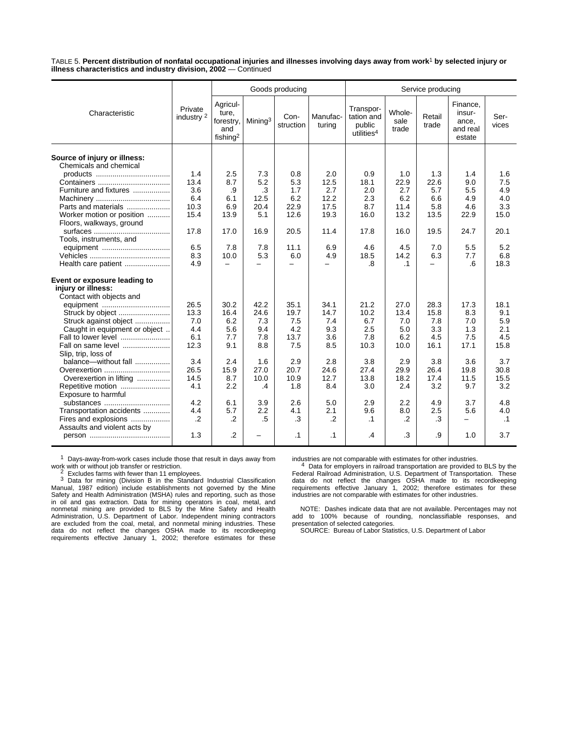TABLE 5. **Percent distribution of nonfatal occupational injuries and illnesses involving days away from work[1] by selected injury or illness characteristics and industry division, 2002** — Continued

| Characteristic | Private industry [2] | Goods producing | | | | Service producing | | | | |
|---|---|---|---|---|---|---|---|---|---|---|
| | | Agriculture, forestry, and fishing[2] | Mining[3] | Construction | Manufacturing | Transportation and public utilities[4] | Wholesale trade | Retail trade | Finance, insurance, and real estate | Services |
| **Source of injury or illness:** | | | | | | | | | | |
| Chemicals and chemical products | 1.4 | 2.5 | 7.3 | 0.8 | 2.0 | 0.9 | 1.0 | 1.3 | 1.4 | 1.6 |
| Containers | 13.4 | 8.7 | 5.2 | 5.3 | 12.5 | 18.1 | 22.9 | 22.6 | 9.0 | 7.5 |
| Furniture and fixtures | 3.6 | .9 | .3 | 1.7 | 2.7 | 2.0 | 2.7 | 5.7 | 5.5 | 4.9 |
| Machinery | 6.4 | 6.1 | 12.5 | 6.2 | 12.2 | 2.3 | 6.2 | 6.6 | 4.9 | 4.0 |
| Parts and materials | 10.3 | 6.9 | 20.4 | 22.9 | 17.5 | 8.7 | 11.4 | 5.8 | 4.6 | 3.3 |
| Worker motion or position | 15.4 | 13.9 | 5.1 | 12.6 | 19.3 | 16.0 | 13.2 | 13.5 | 22.9 | 15.0 |
| Floors, walkways, ground surfaces | 17.8 | 17.0 | 16.9 | 20.5 | 11.4 | 17.8 | 16.0 | 19.5 | 24.7 | 20.1 |
| Tools, instruments, and equipment | 6.5 | 7.8 | 7.8 | 11.1 | 6.9 | 4.6 | 4.5 | 7.0 | 5.5 | 5.2 |
| Vehicles | 8.3 | 10.0 | 5.3 | 6.0 | 4.9 | 18.5 | 14.2 | 6.3 | 7.7 | 6.8 |
| Health care patient | 4.9 | – | – | – | – | .8 | .1 | – | .6 | 18.3 |
| **Event or exposure leading to injury or illness:** | | | | | | | | | | |
| Contact with objects and equipment | 26.5 | 30.2 | 42.2 | 35.1 | 34.1 | 21.2 | 27.0 | 28.3 | 17.3 | 18.1 |
| Struck by object | 13.3 | 16.4 | 24.6 | 19.7 | 14.7 | 10.2 | 13.4 | 15.8 | 8.3 | 9.1 |
| Struck against object | 7.0 | 6.2 | 7.3 | 7.5 | 7.4 | 6.7 | 7.0 | 7.8 | 7.0 | 5.9 |
| Caught in equipment or object | 4.4 | 5.6 | 9.4 | 4.2 | 9.3 | 2.5 | 5.0 | 3.3 | 1.3 | 2.1 |
| Fall to lower level | 6.1 | 7.7 | 7.8 | 13.7 | 3.6 | 7.8 | 6.2 | 4.5 | 7.5 | 4.5 |
| Fall on same level | 12.3 | 9.1 | 8.8 | 7.5 | 8.5 | 10.3 | 10.0 | 16.1 | 17.1 | 15.8 |
| Slip, trip, loss of balance—without fall | 3.4 | 2.4 | 1.6 | 2.9 | 2.8 | 3.8 | 2.9 | 3.8 | 3.6 | 3.7 |
| Overexertion | 26.5 | 15.9 | 27.0 | 20.7 | 24.6 | 27.4 | 29.9 | 26.4 | 19.8 | 30.8 |
| Overexertion in lifting | 14.5 | 8.7 | 10.0 | 10.9 | 12.7 | 13.8 | 18.2 | 17.4 | 11.5 | 15.5 |
| Repetitive motion | 4.1 | 2.2 | .4 | 1.8 | 8.4 | 3.0 | 2.4 | 3.2 | 9.7 | 3.2 |
| Exposure to harmful substances | 4.2 | 6.1 | 3.9 | 2.6 | 5.0 | 2.9 | 2.2 | 4.9 | 3.7 | 4.8 |
| Transportation accidents | 4.4 | 5.7 | 2.2 | 4.1 | 2.1 | 9.6 | 8.0 | 2.5 | 5.6 | 4.0 |
| Fires and explosions | .2 | .2 | .5 | .3 | .2 | .1 | .2 | .3 | – | .1 |
| Assaults and violent acts by person | 1.3 | .2 | – | .1 | .1 | .4 | .3 | .9 | 1.0 | 3.7 |

[1] Days-away-from-work cases include those that result in days away from work with or without job transfer or restriction.

[2] Excludes farms with fewer than 11 employees.

[3] Data for mining (Division B in the Standard Industrial Classification Manual, 1987 edition) include establishments not governed by the Mine Safety and Health Administration (MSHA) rules and reporting, such as those in oil and gas extraction. Data for mining operators in coal, metal, and nonmetal mining are provided to BLS by the Mine Safety and Health Administration, U.S. Department of Labor. Independent mining contractors are excluded from the coal, metal, and nonmetal mining industries. These data do not reflect the changes OSHA made to its recordkeeping requirements effective January 1, 2002; therefore estimates for these industries are not comparable with estimates for other industries.

[4] Data for employers in railroad transportation are provided to BLS by the Federal Railroad Administration, U.S. Department of Transportation. These data do not reflect the changes OSHA made to its recordkeeping requirements effective January 1, 2002; therefore estimates for these industries are not comparable with estimates for other industries.

NOTE: Dashes indicate data that are not available. Percentages may not add to 100% because of rounding, nonclassifiable responses, and presentation of selected categories.

SOURCE: Bureau of Labor Statistics, U.S. Department of Labor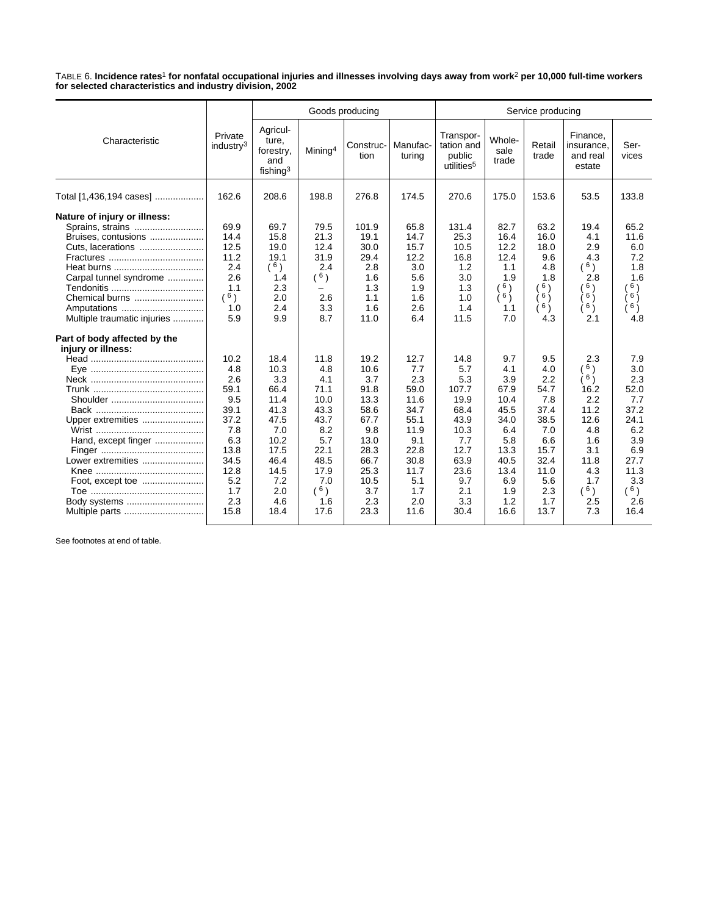TABLE 6. **Incidence rates[1] for nonfatal occupational injuries and illnesses involving days away from work[2] per 10,000 full-time workers for selected characteristics and industry division, 2002**

| Characteristic | Private industry[3] | Goods producing | | | | Service producing | | | | |
|---|---|---|---|---|---|---|---|---|---|---|
| | | Agriculture, forestry, and fishing[3] | Mining[4] | Construction | Manufacturing | Transportation and public utilities[5] | Wholesale trade | Retail trade | Finance, insurance, and real estate | Services |
| Total [1,436,194 cases] | 162.6 | 208.6 | 198.8 | 276.8 | 174.5 | 270.6 | 175.0 | 153.6 | 53.5 | 133.8 |
| **Nature of injury or illness:** | | | | | | | | | | |
| Sprains, strains | 69.9 | 69.7 | 79.5 | 101.9 | 65.8 | 131.4 | 82.7 | 63.2 | 19.4 | 65.2 |
| Bruises, contusions | 14.4 | 15.8 | 21.3 | 19.1 | 14.7 | 25.3 | 16.4 | 16.0 | 4.1 | 11.6 |
| Cuts, lacerations | 12.5 | 19.0 | 12.4 | 30.0 | 15.7 | 10.5 | 12.2 | 18.0 | 2.9 | 6.0 |
| Fractures | 11.2 | 19.1 | 31.9 | 29.4 | 12.2 | 16.8 | 12.4 | 9.6 | 4.3 | 7.2 |
| Heat burns | 2.4 | (6) | 2.4 | 2.8 | 3.0 | 1.2 | 1.1 | 4.8 | (6) | 1.8 |
| Carpal tunnel syndrome | 2.6 | 1.4 | (6) | 1.6 | 5.6 | 3.0 | 1.9 | 1.8 | 2.8 | 1.6 |
| Tendonitis | 1.1 | 2.3 | – | 1.3 | 1.9 | 1.3 | (6) | (6) | (6) | (6) |
| Chemical burns | (6) | 2.0 | 2.6 | 1.1 | 1.6 | 1.0 | (6) | (6) | (6) | (6) |
| Amputations | 1.0 | 2.4 | 3.3 | 1.6 | 2.6 | 1.4 | 1.1 | (6) | (6) | (6) |
| Multiple traumatic injuries | 5.9 | 9.9 | 8.7 | 11.0 | 6.4 | 11.5 | 7.0 | 4.3 | 2.1 | 4.8 |
| **Part of body affected by the injury or illness:** | | | | | | | | | | |
| Head | 10.2 | 18.4 | 11.8 | 19.2 | 12.7 | 14.8 | 9.7 | 9.5 | 2.3 | 7.9 |
| Eye | 4.8 | 10.3 | 4.8 | 10.6 | 7.7 | 5.7 | 4.1 | 4.0 | (6) | 3.0 |
| Neck | 2.6 | 3.3 | 4.1 | 3.7 | 2.3 | 5.3 | 3.9 | 2.2 | (6) | 2.3 |
| Trunk | 59.1 | 66.4 | 71.1 | 91.8 | 59.0 | 107.7 | 67.9 | 54.7 | 16.2 | 52.0 |
| Shoulder | 9.5 | 11.4 | 10.0 | 13.3 | 11.6 | 19.9 | 10.4 | 7.8 | 2.2 | 7.7 |
| Back | 39.1 | 41.3 | 43.3 | 58.6 | 34.7 | 68.4 | 45.5 | 37.4 | 11.2 | 37.2 |
| Upper extremities | 37.2 | 47.5 | 43.7 | 67.7 | 55.1 | 43.9 | 34.0 | 38.5 | 12.6 | 24.1 |
| Wrist | 7.8 | 7.0 | 8.2 | 9.8 | 11.9 | 10.3 | 6.4 | 7.0 | 4.8 | 6.2 |
| Hand, except finger | 6.3 | 10.2 | 5.7 | 13.0 | 9.1 | 7.7 | 5.8 | 6.6 | 1.6 | 3.9 |
| Finger | 13.8 | 17.5 | 22.1 | 28.3 | 22.8 | 12.7 | 13.3 | 15.7 | 3.1 | 6.9 |
| Lower extremities | 34.5 | 46.4 | 48.5 | 66.7 | 30.8 | 63.9 | 40.5 | 32.4 | 11.8 | 27.7 |
| Knee | 12.8 | 14.5 | 17.9 | 25.3 | 11.7 | 23.6 | 13.4 | 11.0 | 4.3 | 11.3 |
| Foot, except toe | 5.2 | 7.2 | 7.0 | 10.5 | 5.1 | 9.7 | 6.9 | 5.6 | 1.7 | 3.3 |
| Toe | 1.7 | 2.0 | (6) | 3.7 | 1.7 | 2.1 | 1.9 | 2.3 | (6) | (6) |
| Body systems | 2.3 | 4.6 | 1.6 | 2.3 | 2.0 | 3.3 | 1.2 | 1.7 | 2.5 | 2.6 |
| Multiple parts | 15.8 | 18.4 | 17.6 | 23.3 | 11.6 | 30.4 | 16.6 | 13.7 | 7.3 | 16.4 |

See footnotes at end of table.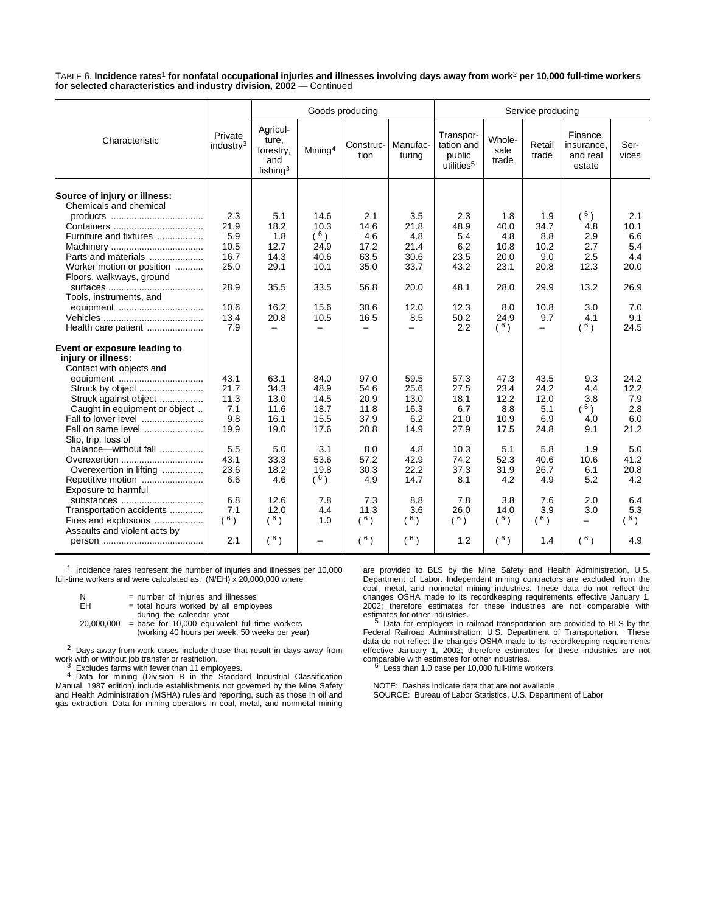TABLE 6. **Incidence rates[1] for nonfatal occupational injuries and illnesses involving days away from work[2] per 10,000 full-time workers for selected characteristics and industry division, 2002** — Continued

| Characteristic | Private industry[3] | Goods producing | | | | Service producing | | | | |
|---|---|---|---|---|---|---|---|---|---|---|
| | | Agriculture, forestry, and fishing[3] | Mining[4] | Construction | Manufacturing | Transportation and public utilities[5] | Wholesale trade | Retail trade | Finance, insurance, and real estate | Services |
| **Source of injury or illness:** | | | | | | | | | | |
| Chemicals and chemical products | 2.3 | 5.1 | 14.6 | 2.1 | 3.5 | 2.3 | 1.8 | 1.9 | ([6]) | 2.1 |
| Containers | 21.9 | 18.2 | 10.3 | 14.6 | 21.8 | 48.9 | 40.0 | 34.7 | 4.8 | 10.1 |
| Furniture and fixtures | 5.9 | 1.8 | ([6]) | 4.6 | 4.8 | 5.4 | 4.8 | 8.8 | 2.9 | 6.6 |
| Machinery | 10.5 | 12.7 | 24.9 | 17.2 | 21.4 | 6.2 | 10.8 | 10.2 | 2.7 | 5.4 |
| Parts and materials | 16.7 | 14.3 | 40.6 | 63.5 | 30.6 | 23.5 | 20.0 | 9.0 | 2.5 | 4.4 |
| Worker motion or position | 25.0 | 29.1 | 10.1 | 35.0 | 33.7 | 43.2 | 23.1 | 20.8 | 12.3 | 20.0 |
| Floors, walkways, ground surfaces | 28.9 | 35.5 | 33.5 | 56.8 | 20.0 | 48.1 | 28.0 | 29.9 | 13.2 | 26.9 |
| Tools, instruments, and equipment | 10.6 | 16.2 | 15.6 | 30.6 | 12.0 | 12.3 | 8.0 | 10.8 | 3.0 | 7.0 |
| Vehicles | 13.4 | 20.8 | 10.5 | 16.5 | 8.5 | 50.2 | 24.9 | 9.7 | 4.1 | 9.1 |
| Health care patient | 7.9 | – | – | – | – | 2.2 | ([6]) | – | ([6]) | 24.5 |
| **Event or exposure leading to injury or illness:** | | | | | | | | | | |
| Contact with objects and equipment | 43.1 | 63.1 | 84.0 | 97.0 | 59.5 | 57.3 | 47.3 | 43.5 | 9.3 | 24.2 |
| Struck by object | 21.7 | 34.3 | 48.9 | 54.6 | 25.6 | 27.5 | 23.4 | 24.2 | 4.4 | 12.2 |
| Struck against object | 11.3 | 13.0 | 14.5 | 20.9 | 13.0 | 18.1 | 12.2 | 12.0 | 3.8 | 7.9 |
| Caught in equipment or object | 7.1 | 11.6 | 18.7 | 11.8 | 16.3 | 6.7 | 8.8 | 5.1 | ([6]) | 2.8 |
| Fall to lower level | 9.8 | 16.1 | 15.5 | 37.9 | 6.2 | 21.0 | 10.9 | 6.9 | 4.0 | 6.0 |
| Fall on same level | 19.9 | 19.0 | 17.6 | 20.8 | 14.9 | 27.9 | 17.5 | 24.8 | 9.1 | 21.2 |
| Slip, trip, loss of balance—without fall | 5.5 | 5.0 | 3.1 | 8.0 | 4.8 | 10.3 | 5.1 | 5.8 | 1.9 | 5.0 |
| Overexertion | 43.1 | 33.3 | 53.6 | 57.2 | 42.9 | 74.2 | 52.3 | 40.6 | 10.6 | 41.2 |
| Overexertion in lifting | 23.6 | 18.2 | 19.8 | 30.3 | 22.2 | 37.3 | 31.9 | 26.7 | 6.1 | 20.8 |
| Repetitive motion | 6.6 | 4.6 | ([6]) | 4.9 | 14.7 | 8.1 | 4.2 | 4.9 | 5.2 | 4.2 |
| Exposure to harmful substances | 6.8 | 12.6 | 7.8 | 7.3 | 8.8 | 7.8 | 3.8 | 7.6 | 2.0 | 6.4 |
| Transportation accidents | 7.1 | 12.0 | 4.4 | 11.3 | 3.6 | 26.0 | 14.0 | 3.9 | 3.0 | 5.3 |
| Fires and explosions | ([6]) | ([6]) | 1.0 | ([6]) | ([6]) | ([6]) | ([6]) | ([6]) | – | ([6]) |
| Assaults and violent acts by person | 2.1 | ([6]) | – | ([6]) | ([6]) | 1.2 | ([6]) | 1.4 | ([6]) | 4.9 |

[1] Incidence rates represent the number of injuries and illnesses per 10,000 full-time workers and were calculated as: (N/EH) x 20,000,000 where

N = number of injuries and illnesses
EH = total hours worked by all employees during the calendar year
20,000,000 = base for 10,000 equivalent full-time workers (working 40 hours per week, 50 weeks per year)

[2] Days-away-from-work cases include those that result in days away from work with or without job transfer or restriction.

[3] Excludes farms with fewer than 11 employees.

[4] Data for mining (Division B in the Standard Industrial Classification Manual, 1987 edition) include establishments not governed by the Mine Safety and Health Administration (MSHA) rules and reporting, such as those in oil and gas extraction. Data for mining operators in coal, metal, and nonmetal mining are provided to BLS by the Mine Safety and Health Administration, U.S. Department of Labor. Independent mining contractors are excluded from the coal, metal, and nonmetal mining industries. These data do not reflect the changes OSHA made to its recordkeeping requirements effective January 1, 2002; therefore estimates for these industries are not comparable with estimates for other industries.

[5] Data for employers in railroad transportation are provided to BLS by the Federal Railroad Administration, U.S. Department of Transportation. These data do not reflect the changes OSHA made to its recordkeeping requirements effective January 1, 2002; therefore estimates for these industries are not comparable with estimates for other industries.

[6] Less than 1.0 case per 10,000 full-time workers.

NOTE: Dashes indicate data that are not available.

SOURCE: Bureau of Labor Statistics, U.S. Department of Labor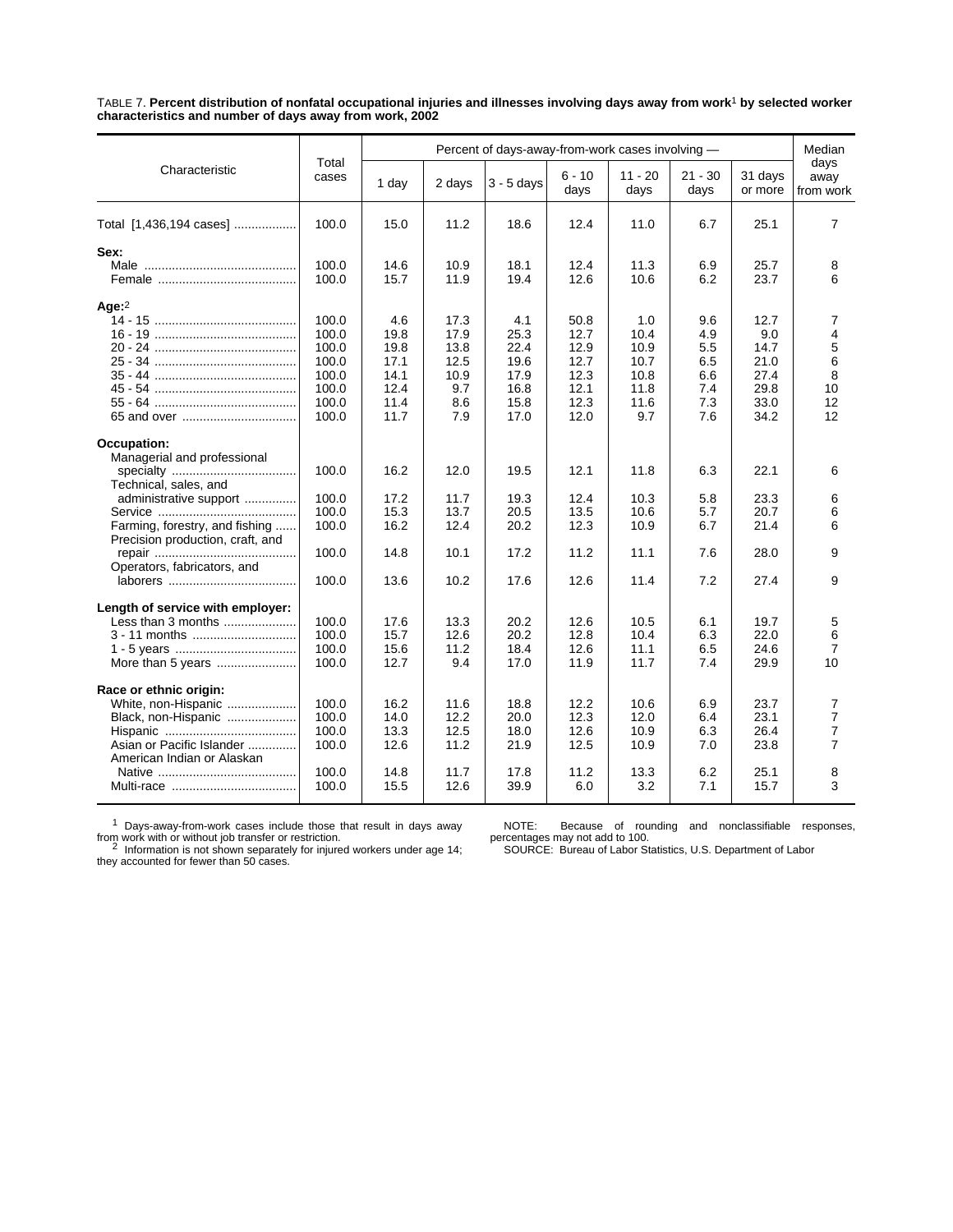TABLE 7. **Percent distribution of nonfatal occupational injuries and illnesses involving days away from work[1] by selected worker characteristics and number of days away from work, 2002**

| Characteristic | Total cases | Percent of days-away-from-work cases involving — | | | | | | | Median days away from work |
|---|---|---|---|---|---|---|---|---|---|
| | | 1 day | 2 days | 3 - 5 days | 6 - 10 days | 11 - 20 days | 21 - 30 days | 31 days or more | |
| Total [1,436,194 cases] | 100.0 | 15.0 | 11.2 | 18.6 | 12.4 | 11.0 | 6.7 | 25.1 | 7 |
| **Sex:** | | | | | | | | | |
| Male | 100.0 | 14.6 | 10.9 | 18.1 | 12.4 | 11.3 | 6.9 | 25.7 | 8 |
| Female | 100.0 | 15.7 | 11.9 | 19.4 | 12.6 | 10.6 | 6.2 | 23.7 | 6 |
| **Age:**[2] | | | | | | | | | |
| 14 - 15 | 100.0 | 4.6 | 17.3 | 4.1 | 50.8 | 1.0 | 9.6 | 12.7 | 7 |
| 16 - 19 | 100.0 | 19.8 | 17.9 | 25.3 | 12.7 | 10.4 | 4.9 | 9.0 | 4 |
| 20 - 24 | 100.0 | 19.8 | 13.8 | 22.4 | 12.9 | 10.9 | 5.5 | 14.7 | 5 |
| 25 - 34 | 100.0 | 17.1 | 12.5 | 19.6 | 12.7 | 10.7 | 6.5 | 21.0 | 6 |
| 35 - 44 | 100.0 | 14.1 | 10.9 | 17.9 | 12.3 | 10.8 | 6.6 | 27.4 | 8 |
| 45 - 54 | 100.0 | 12.4 | 9.7 | 16.8 | 12.1 | 11.8 | 7.4 | 29.8 | 10 |
| 55 - 64 | 100.0 | 11.4 | 8.6 | 15.8 | 12.3 | 11.6 | 7.3 | 33.0 | 12 |
| 65 and over | 100.0 | 11.7 | 7.9 | 17.0 | 12.0 | 9.7 | 7.6 | 34.2 | 12 |
| **Occupation:** | | | | | | | | | |
| Managerial and professional specialty | 100.0 | 16.2 | 12.0 | 19.5 | 12.1 | 11.8 | 6.3 | 22.1 | 6 |
| Technical, sales, and administrative support | 100.0 | 17.2 | 11.7 | 19.3 | 12.4 | 10.3 | 5.8 | 23.3 | 6 |
| Service | 100.0 | 15.3 | 13.7 | 20.5 | 13.5 | 10.6 | 5.7 | 20.7 | 6 |
| Farming, forestry, and fishing | 100.0 | 16.2 | 12.4 | 20.2 | 12.3 | 10.9 | 6.7 | 21.4 | 6 |
| Precision production, craft, and repair | 100.0 | 14.8 | 10.1 | 17.2 | 11.2 | 11.1 | 7.6 | 28.0 | 9 |
| Operators, fabricators, and laborers | 100.0 | 13.6 | 10.2 | 17.6 | 12.6 | 11.4 | 7.2 | 27.4 | 9 |
| **Length of service with employer:** | | | | | | | | | |
| Less than 3 months | 100.0 | 17.6 | 13.3 | 20.2 | 12.6 | 10.5 | 6.1 | 19.7 | 5 |
| 3 - 11 months | 100.0 | 15.7 | 12.6 | 20.2 | 12.8 | 10.4 | 6.3 | 22.0 | 6 |
| 1 - 5 years | 100.0 | 15.6 | 11.2 | 18.4 | 12.6 | 11.1 | 6.5 | 24.6 | 7 |
| More than 5 years | 100.0 | 12.7 | 9.4 | 17.0 | 11.9 | 11.7 | 7.4 | 29.9 | 10 |
| **Race or ethnic origin:** | | | | | | | | | |
| White, non-Hispanic | 100.0 | 16.2 | 11.6 | 18.8 | 12.2 | 10.6 | 6.9 | 23.7 | 7 |
| Black, non-Hispanic | 100.0 | 14.0 | 12.2 | 20.0 | 12.3 | 12.0 | 6.4 | 23.1 | 7 |
| Hispanic | 100.0 | 13.3 | 12.5 | 18.0 | 12.6 | 10.9 | 6.3 | 26.4 | 7 |
| Asian or Pacific Islander | 100.0 | 12.6 | 11.2 | 21.9 | 12.5 | 10.9 | 7.0 | 23.8 | 7 |
| American Indian or Alaskan Native | 100.0 | 14.8 | 11.7 | 17.8 | 11.2 | 13.3 | 6.2 | 25.1 | 8 |
| Multi-race | 100.0 | 15.5 | 12.6 | 39.9 | 6.0 | 3.2 | 7.1 | 15.7 | 3 |

[1] Days-away-from-work cases include those that result in days away from work with or without job transfer or restriction.

[2] Information is not shown separately for injured workers under age 14; they accounted for fewer than 50 cases.

NOTE: Because of rounding and nonclassifiable responses, percentages may not add to 100.

SOURCE: Bureau of Labor Statistics, U.S. Department of Labor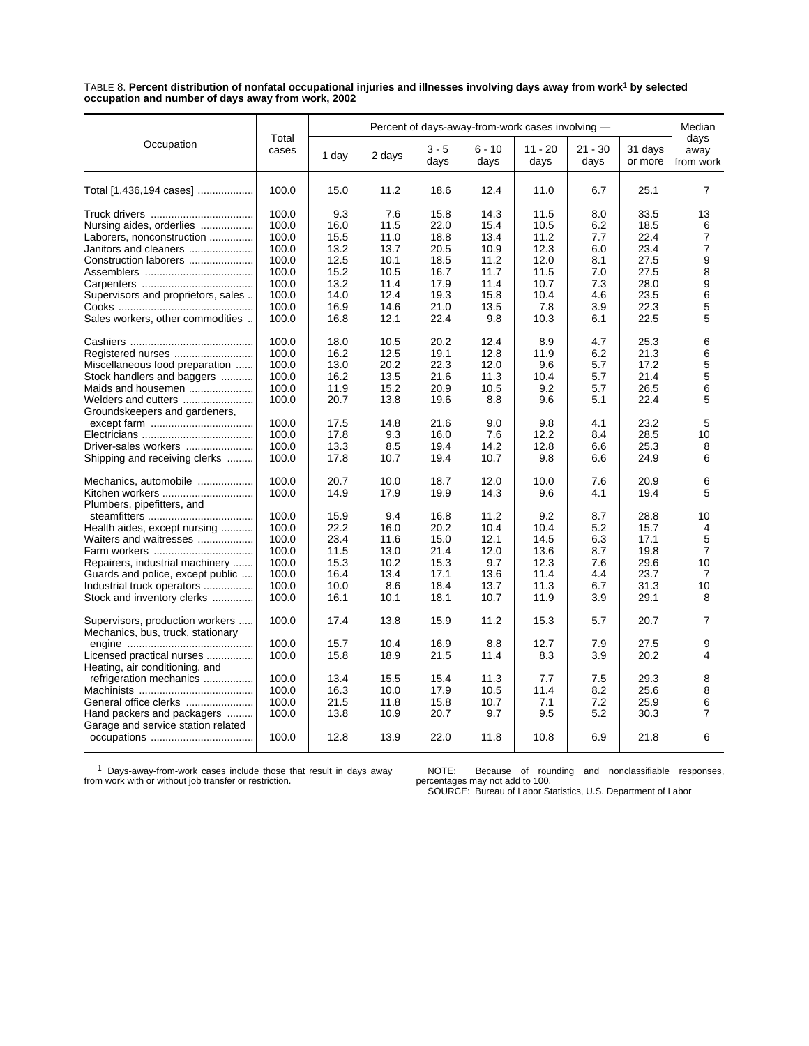TABLE 8. **Percent distribution of nonfatal occupational injuries and illnesses involving days away from work[1] by selected occupation and number of days away from work, 2002**

| Occupation | Total cases | Percent of days-away-from-work cases involving — | | | | | | | Median days away from work |
|---|---|---|---|---|---|---|---|---|---|
| | | 1 day | 2 days | 3 - 5 days | 6 - 10 days | 11 - 20 days | 21 - 30 days | 31 days or more | |
| Total [1,436,194 cases] | 100.0 | 15.0 | 11.2 | 18.6 | 12.4 | 11.0 | 6.7 | 25.1 | 7 |
| Truck drivers | 100.0 | 9.3 | 7.6 | 15.8 | 14.3 | 11.5 | 8.0 | 33.5 | 13 |
| Nursing aides, orderlies | 100.0 | 16.0 | 11.5 | 22.0 | 15.4 | 10.5 | 6.2 | 18.5 | 6 |
| Laborers, nonconstruction | 100.0 | 15.5 | 11.0 | 18.8 | 13.4 | 11.2 | 7.7 | 22.4 | 7 |
| Janitors and cleaners | 100.0 | 13.2 | 13.7 | 20.5 | 10.9 | 12.3 | 6.0 | 23.4 | 7 |
| Construction laborers | 100.0 | 12.5 | 10.1 | 18.5 | 11.2 | 12.0 | 8.1 | 27.5 | 9 |
| Assemblers | 100.0 | 15.2 | 10.5 | 16.7 | 11.7 | 11.5 | 7.0 | 27.5 | 8 |
| Carpenters | 100.0 | 13.2 | 11.4 | 17.9 | 11.4 | 10.7 | 7.3 | 28.0 | 9 |
| Supervisors and proprietors, sales | 100.0 | 14.0 | 12.4 | 19.3 | 15.8 | 10.4 | 4.6 | 23.5 | 6 |
| Cooks | 100.0 | 16.9 | 14.6 | 21.0 | 13.5 | 7.8 | 3.9 | 22.3 | 5 |
| Sales workers, other commodities | 100.0 | 16.8 | 12.1 | 22.4 | 9.8 | 10.3 | 6.1 | 22.5 | 5 |
| Cashiers | 100.0 | 18.0 | 10.5 | 20.2 | 12.4 | 8.9 | 4.7 | 25.3 | 6 |
| Registered nurses | 100.0 | 16.2 | 12.5 | 19.1 | 12.8 | 11.9 | 6.2 | 21.3 | 6 |
| Miscellaneous food preparation | 100.0 | 13.0 | 20.2 | 22.3 | 12.0 | 9.6 | 5.7 | 17.2 | 5 |
| Stock handlers and baggers | 100.0 | 16.2 | 13.5 | 21.6 | 11.3 | 10.4 | 5.7 | 21.4 | 5 |
| Maids and housemen | 100.0 | 11.9 | 15.2 | 20.9 | 10.5 | 9.2 | 5.7 | 26.5 | 6 |
| Welders and cutters | 100.0 | 20.7 | 13.8 | 19.6 | 8.8 | 9.6 | 5.1 | 22.4 | 5 |
| Groundskeepers and gardeners, except farm | 100.0 | 17.5 | 14.8 | 21.6 | 9.0 | 9.8 | 4.1 | 23.2 | 5 |
| Electricians | 100.0 | 17.8 | 9.3 | 16.0 | 7.6 | 12.2 | 8.4 | 28.5 | 10 |
| Driver-sales workers | 100.0 | 13.3 | 8.5 | 19.4 | 14.2 | 12.8 | 6.6 | 25.3 | 8 |
| Shipping and receiving clerks | 100.0 | 17.8 | 10.7 | 19.4 | 10.7 | 9.8 | 6.6 | 24.9 | 6 |
| Mechanics, automobile | 100.0 | 20.7 | 10.0 | 18.7 | 12.0 | 10.0 | 7.6 | 20.9 | 6 |
| Kitchen workers | 100.0 | 14.9 | 17.9 | 19.9 | 14.3 | 9.6 | 4.1 | 19.4 | 5 |
| Plumbers, pipefitters, and steamfitters | 100.0 | 15.9 | 9.4 | 16.8 | 11.2 | 9.2 | 8.7 | 28.8 | 10 |
| Health aides, except nursing | 100.0 | 22.2 | 16.0 | 20.2 | 10.4 | 10.4 | 5.2 | 15.7 | 4 |
| Waiters and waitresses | 100.0 | 23.4 | 11.6 | 15.0 | 12.1 | 14.5 | 6.3 | 17.1 | 5 |
| Farm workers | 100.0 | 11.5 | 13.0 | 21.4 | 12.0 | 13.6 | 8.7 | 19.8 | 7 |
| Repairers, industrial machinery | 100.0 | 15.3 | 10.2 | 15.3 | 9.7 | 12.3 | 7.6 | 29.6 | 10 |
| Guards and police, except public | 100.0 | 16.4 | 13.4 | 17.1 | 13.6 | 11.4 | 4.4 | 23.7 | 7 |
| Industrial truck operators | 100.0 | 10.0 | 8.6 | 18.4 | 13.7 | 11.3 | 6.7 | 31.3 | 10 |
| Stock and inventory clerks | 100.0 | 16.1 | 10.1 | 18.1 | 10.7 | 11.9 | 3.9 | 29.1 | 8 |
| Supervisors, production workers | 100.0 | 17.4 | 13.8 | 15.9 | 11.2 | 15.3 | 5.7 | 20.7 | 7 |
| Mechanics, bus, truck, stationary engine | 100.0 | 15.7 | 10.4 | 16.9 | 8.8 | 12.7 | 7.9 | 27.5 | 9 |
| Licensed practical nurses | 100.0 | 15.8 | 18.9 | 21.5 | 11.4 | 8.3 | 3.9 | 20.2 | 4 |
| Heating, air conditioning, and refrigeration mechanics | 100.0 | 13.4 | 15.5 | 15.4 | 11.3 | 7.7 | 7.5 | 29.3 | 8 |
| Machinists | 100.0 | 16.3 | 10.0 | 17.9 | 10.5 | 11.4 | 8.2 | 25.6 | 8 |
| General office clerks | 100.0 | 21.5 | 11.8 | 15.8 | 10.7 | 7.1 | 7.2 | 25.9 | 6 |
| Hand packers and packagers | 100.0 | 13.8 | 10.9 | 20.7 | 9.7 | 9.5 | 5.2 | 30.3 | 7 |
| Garage and service station related occupations | 100.0 | 12.8 | 13.9 | 22.0 | 11.8 | 10.8 | 6.9 | 21.8 | 6 |

[1] Days-away-from-work cases include those that result in days away from work with or without job transfer or restriction.

NOTE: Because of rounding and nonclassifiable responses, percentages may not add to 100.

SOURCE: Bureau of Labor Statistics, U.S. Department of Labor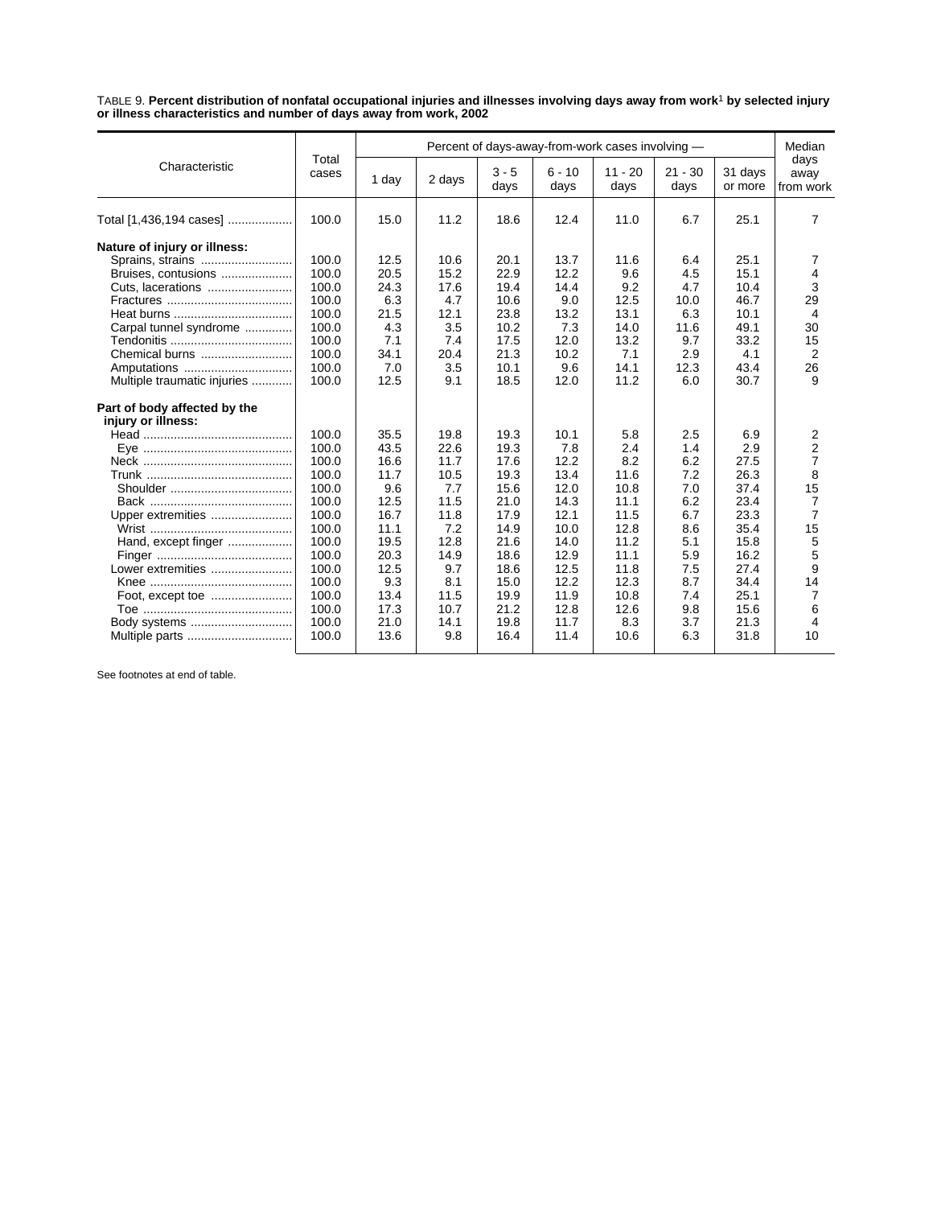TABLE 9. **Percent distribution of nonfatal occupational injuries and illnesses involving days away from work[1] by selected injury or illness characteristics and number of days away from work, 2002**

| Characteristic | Total cases | Percent of days-away-from-work cases involving — | | | | | | | Median days away from work |
|---|---|---|---|---|---|---|---|---|---|
| | | 1 day | 2 days | 3 - 5 days | 6 - 10 days | 11 - 20 days | 21 - 30 days | 31 days or more | |
| Total [1,436,194 cases] | 100.0 | 15.0 | 11.2 | 18.6 | 12.4 | 11.0 | 6.7 | 25.1 | 7 |
| **Nature of injury or illness:** | | | | | | | | | |
| Sprains, strains | 100.0 | 12.5 | 10.6 | 20.1 | 13.7 | 11.6 | 6.4 | 25.1 | 7 |
| Bruises, contusions | 100.0 | 20.5 | 15.2 | 22.9 | 12.2 | 9.6 | 4.5 | 15.1 | 4 |
| Cuts, lacerations | 100.0 | 24.3 | 17.6 | 19.4 | 14.4 | 9.2 | 4.7 | 10.4 | 3 |
| Fractures | 100.0 | 6.3 | 4.7 | 10.6 | 9.0 | 12.5 | 10.0 | 46.7 | 29 |
| Heat burns | 100.0 | 21.5 | 12.1 | 23.8 | 13.2 | 13.1 | 6.3 | 10.1 | 4 |
| Carpal tunnel syndrome | 100.0 | 4.3 | 3.5 | 10.2 | 7.3 | 14.0 | 11.6 | 49.1 | 30 |
| Tendonitis | 100.0 | 7.1 | 7.4 | 17.5 | 12.0 | 13.2 | 9.7 | 33.2 | 15 |
| Chemical burns | 100.0 | 34.1 | 20.4 | 21.3 | 10.2 | 7.1 | 2.9 | 4.1 | 2 |
| Amputations | 100.0 | 7.0 | 3.5 | 10.1 | 9.6 | 14.1 | 12.3 | 43.4 | 26 |
| Multiple traumatic injuries | 100.0 | 12.5 | 9.1 | 18.5 | 12.0 | 11.2 | 6.0 | 30.7 | 9 |
| **Part of body affected by the injury or illness:** | | | | | | | | | |
| Head | 100.0 | 35.5 | 19.8 | 19.3 | 10.1 | 5.8 | 2.5 | 6.9 | 2 |
| Eye | 100.0 | 43.5 | 22.6 | 19.3 | 7.8 | 2.4 | 1.4 | 2.9 | 2 |
| Neck | 100.0 | 16.6 | 11.7 | 17.6 | 12.2 | 8.2 | 6.2 | 27.5 | 7 |
| Trunk | 100.0 | 11.7 | 10.5 | 19.3 | 13.4 | 11.6 | 7.2 | 26.3 | 8 |
| Shoulder | 100.0 | 9.6 | 7.7 | 15.6 | 12.0 | 10.8 | 7.0 | 37.4 | 15 |
| Back | 100.0 | 12.5 | 11.5 | 21.0 | 14.3 | 11.1 | 6.2 | 23.4 | 7 |
| Upper extremities | 100.0 | 16.7 | 11.8 | 17.9 | 12.1 | 11.5 | 6.7 | 23.3 | 7 |
| Wrist | 100.0 | 11.1 | 7.2 | 14.9 | 10.0 | 12.8 | 8.6 | 35.4 | 15 |
| Hand, except finger | 100.0 | 19.5 | 12.8 | 21.6 | 14.0 | 11.2 | 5.1 | 15.8 | 5 |
| Finger | 100.0 | 20.3 | 14.9 | 18.6 | 12.9 | 11.1 | 5.9 | 16.2 | 5 |
| Lower extremities | 100.0 | 12.5 | 9.7 | 18.6 | 12.5 | 11.8 | 7.5 | 27.4 | 9 |
| Knee | 100.0 | 9.3 | 8.1 | 15.0 | 12.2 | 12.3 | 8.7 | 34.4 | 14 |
| Foot, except toe | 100.0 | 13.4 | 11.5 | 19.9 | 11.9 | 10.8 | 7.4 | 25.1 | 7 |
| Toe | 100.0 | 17.3 | 10.7 | 21.2 | 12.8 | 12.6 | 9.8 | 15.6 | 6 |
| Body systems | 100.0 | 21.0 | 14.1 | 19.8 | 11.7 | 8.3 | 3.7 | 21.3 | 4 |
| Multiple parts | 100.0 | 13.6 | 9.8 | 16.4 | 11.4 | 10.6 | 6.3 | 31.8 | 10 |

See footnotes at end of table.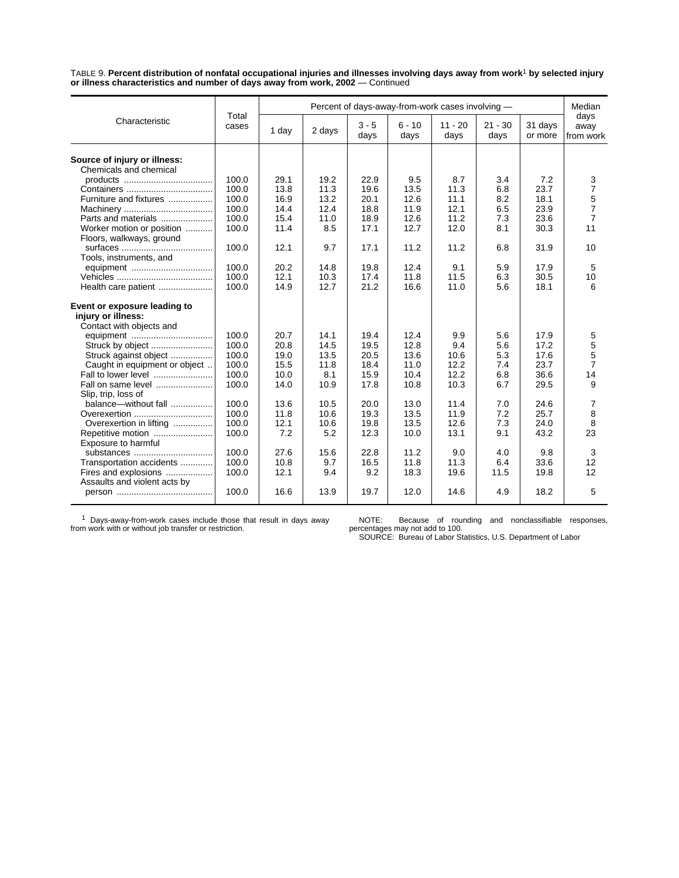TABLE 9. **Percent distribution of nonfatal occupational injuries and illnesses involving days away from work**[1] **by selected injury or illness characteristics and number of days away from work, 2002** — Continued

| Characteristic | Total cases | Percent of days-away-from-work cases involving — | | | | | | | Median days away from work |
|---|---|---|---|---|---|---|---|---|---|
| | | 1 day | 2 days | 3 - 5 days | 6 - 10 days | 11 - 20 days | 21 - 30 days | 31 days or more | |
| **Source of injury or illness:** | | | | | | | | | |
| Chemicals and chemical products | 100.0 | 29.1 | 19.2 | 22.9 | 9.5 | 8.7 | 3.4 | 7.2 | 3 |
| Containers | 100.0 | 13.8 | 11.3 | 19.6 | 13.5 | 11.3 | 6.8 | 23.7 | 7 |
| Furniture and fixtures | 100.0 | 16.9 | 13.2 | 20.1 | 12.6 | 11.1 | 8.2 | 18.1 | 5 |
| Machinery | 100.0 | 14.4 | 12.4 | 18.8 | 11.9 | 12.1 | 6.5 | 23.9 | 7 |
| Parts and materials | 100.0 | 15.4 | 11.0 | 18.9 | 12.6 | 11.2 | 7.3 | 23.6 | 7 |
| Worker motion or position | 100.0 | 11.4 | 8.5 | 17.1 | 12.7 | 12.0 | 8.1 | 30.3 | 11 |
| Floors, walkways, ground surfaces | 100.0 | 12.1 | 9.7 | 17.1 | 11.2 | 11.2 | 6.8 | 31.9 | 10 |
| Tools, instruments, and equipment | 100.0 | 20.2 | 14.8 | 19.8 | 12.4 | 9.1 | 5.9 | 17.9 | 5 |
| Vehicles | 100.0 | 12.1 | 10.3 | 17.4 | 11.8 | 11.5 | 6.3 | 30.5 | 10 |
| Health care patient | 100.0 | 14.9 | 12.7 | 21.2 | 16.6 | 11.0 | 5.6 | 18.1 | 6 |
| **Event or exposure leading to injury or illness:** | | | | | | | | | |
| Contact with objects and equipment | 100.0 | 20.7 | 14.1 | 19.4 | 12.4 | 9.9 | 5.6 | 17.9 | 5 |
| Struck by object | 100.0 | 20.8 | 14.5 | 19.5 | 12.8 | 9.4 | 5.6 | 17.2 | 5 |
| Struck against object | 100.0 | 19.0 | 13.5 | 20.5 | 13.6 | 10.6 | 5.3 | 17.6 | 5 |
| Caught in equipment or object | 100.0 | 15.5 | 11.8 | 18.4 | 11.0 | 12.2 | 7.4 | 23.7 | 7 |
| Fall to lower level | 100.0 | 10.0 | 8.1 | 15.9 | 10.4 | 12.2 | 6.8 | 36.6 | 14 |
| Fall on same level | 100.0 | 14.0 | 10.9 | 17.8 | 10.8 | 10.3 | 6.7 | 29.5 | 9 |
| Slip, trip, loss of balance—without fall | 100.0 | 13.6 | 10.5 | 20.0 | 13.0 | 11.4 | 7.0 | 24.6 | 7 |
| Overexertion | 100.0 | 11.8 | 10.6 | 19.3 | 13.5 | 11.9 | 7.2 | 25.7 | 8 |
| Overexertion in lifting | 100.0 | 12.1 | 10.6 | 19.8 | 13.5 | 12.6 | 7.3 | 24.0 | 8 |
| Repetitive motion | 100.0 | 7.2 | 5.2 | 12.3 | 10.0 | 13.1 | 9.1 | 43.2 | 23 |
| Exposure to harmful substances | 100.0 | 27.6 | 15.6 | 22.8 | 11.2 | 9.0 | 4.0 | 9.8 | 3 |
| Transportation accidents | 100.0 | 10.8 | 9.7 | 16.5 | 11.8 | 11.3 | 6.4 | 33.6 | 12 |
| Fires and explosions | 100.0 | 12.1 | 9.4 | 9.2 | 18.3 | 19.6 | 11.5 | 19.8 | 12 |
| Assaults and violent acts by person | 100.0 | 16.6 | 13.9 | 19.7 | 12.0 | 14.6 | 4.9 | 18.2 | 5 |

[1] Days-away-from-work cases include those that result in days away from work with or without job transfer or restriction.

NOTE: Because of rounding and nonclassifiable responses, percentages may not add to 100.

SOURCE: Bureau of Labor Statistics, U.S. Department of Labor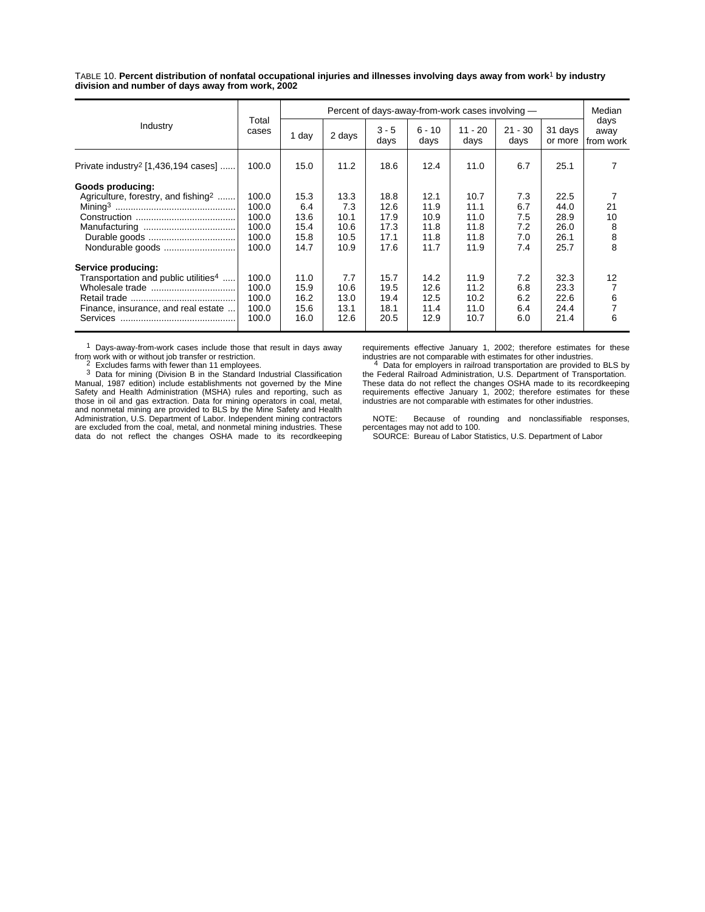TABLE 10. **Percent distribution of nonfatal occupational injuries and illnesses involving days away from work[1] by industry division and number of days away from work, 2002**

| Industry | Total cases | Percent of days-away-from-work cases involving — | | | | | | | Median days away from work |
|---|---|---|---|---|---|---|---|---|---|
| | | 1 day | 2 days | 3 - 5 days | 6 - 10 days | 11 - 20 days | 21 - 30 days | 31 days or more | |
| Private industry[2] [1,436,194 cases] | 100.0 | 15.0 | 11.2 | 18.6 | 12.4 | 11.0 | 6.7 | 25.1 | 7 |
| **Goods producing:** | | | | | | | | | |
| Agriculture, forestry, and fishing[2] | 100.0 | 15.3 | 13.3 | 18.8 | 12.1 | 10.7 | 7.3 | 22.5 | 7 |
| Mining[3] | 100.0 | 6.4 | 7.3 | 12.6 | 11.9 | 11.1 | 6.7 | 44.0 | 21 |
| Construction | 100.0 | 13.6 | 10.1 | 17.9 | 10.9 | 11.0 | 7.5 | 28.9 | 10 |
| Manufacturing | 100.0 | 15.4 | 10.6 | 17.3 | 11.8 | 11.8 | 7.2 | 26.0 | 8 |
| Durable goods | 100.0 | 15.8 | 10.5 | 17.1 | 11.8 | 11.8 | 7.0 | 26.1 | 8 |
| Nondurable goods | 100.0 | 14.7 | 10.9 | 17.6 | 11.7 | 11.9 | 7.4 | 25.7 | 8 |
| **Service producing:** | | | | | | | | | |
| Transportation and public utilities[4] | 100.0 | 11.0 | 7.7 | 15.7 | 14.2 | 11.9 | 7.2 | 32.3 | 12 |
| Wholesale trade | 100.0 | 15.9 | 10.6 | 19.5 | 12.6 | 11.2 | 6.8 | 23.3 | 7 |
| Retail trade | 100.0 | 16.2 | 13.0 | 19.4 | 12.5 | 10.2 | 6.2 | 22.6 | 6 |
| Finance, insurance, and real estate | 100.0 | 15.6 | 13.1 | 18.1 | 11.4 | 11.0 | 6.4 | 24.4 | 7 |
| Services | 100.0 | 16.0 | 12.6 | 20.5 | 12.9 | 10.7 | 6.0 | 21.4 | 6 |

[1] Days-away-from-work cases include those that result in days away from work with or without job transfer or restriction.

[2] Excludes farms with fewer than 11 employees.

[3] Data for mining (Division B in the Standard Industrial Classification Manual, 1987 edition) include establishments not governed by the Mine Safety and Health Administration (MSHA) rules and reporting, such as those in oil and gas extraction. Data for mining operators in coal, metal, and nonmetal mining are provided to BLS by the Mine Safety and Health Administration, U.S. Department of Labor. Independent mining contractors are excluded from the coal, metal, and nonmetal mining industries. These data do not reflect the changes OSHA made to its recordkeeping requirements effective January 1, 2002; therefore estimates for these industries are not comparable with estimates for other industries.

[4] Data for employers in railroad transportation are provided to BLS by the Federal Railroad Administration, U.S. Department of Transportation. These data do not reflect the changes OSHA made to its recordkeeping requirements effective January 1, 2002; therefore estimates for these industries are not comparable with estimates for other industries.

NOTE: Because of rounding and nonclassifiable responses, percentages may not add to 100.

SOURCE: Bureau of Labor Statistics, U.S. Department of Labor